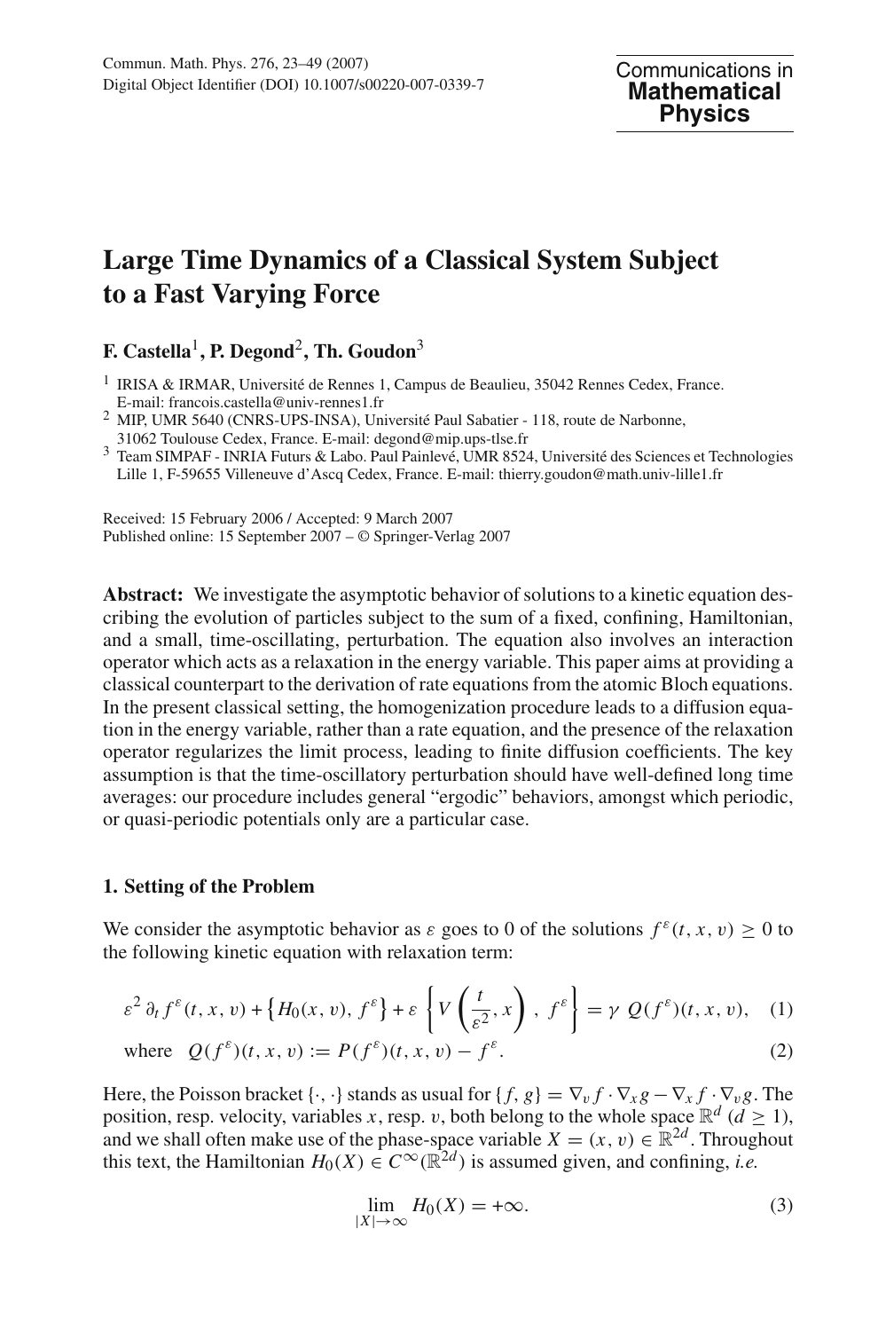# Large Time Dynamics of a Classical System Subject to a Fast Varying Force

**F. Castella**[1], **P. Degond**[2], **Th. Goudon**[3]

[1] IRISA & IRMAR, Université de Rennes 1, Campus de Beaulieu, 35042 Rennes Cedex, France. E-mail: francois.castella@univ-rennes1.fr

[2] MIP, UMR 5640 (CNRS-UPS-INSA), Université Paul Sabatier - 118, route de Narbonne, 31062 Toulouse Cedex, France. E-mail: degond@mip.ups-tlse.fr

[3] Team SIMPAF - INRIA Futurs & Labo. Paul Painlevé, UMR 8524, Université des Sciences et Technologies Lille 1, F-59655 Villeneuve d'Ascq Cedex, France. E-mail: thierry.goudon@math.univ-lille1.fr

Received: 15 February 2006 / Accepted: 9 March 2007
Published online: 15 September 2007 – © Springer-Verlag 2007

**Abstract:** We investigate the asymptotic behavior of solutions to a kinetic equation describing the evolution of particles subject to the sum of a fixed, confining, Hamiltonian, and a small, time-oscillating, perturbation. The equation also involves an interaction operator which acts as a relaxation in the energy variable. This paper aims at providing a classical counterpart to the derivation of rate equations from the atomic Bloch equations. In the present classical setting, the homogenization procedure leads to a diffusion equation in the energy variable, rather than a rate equation, and the presence of the relaxation operator regularizes the limit process, leading to finite diffusion coefficients. The key assumption is that the time-oscillatory perturbation should have well-defined long time averages: our procedure includes general "ergodic" behaviors, amongst which periodic, or quasi-periodic potentials only are a particular case.

## 1. Setting of the Problem

We consider the asymptotic behavior as $\varepsilon$ goes to 0 of the solutions $f^\varepsilon(t, x, v) \geq 0$ to the following kinetic equation with relaxation term:

$$\varepsilon^2 \, \partial_t f^\varepsilon(t, x, v) + \left\{ H_0(x, v), \, f^\varepsilon \right\} + \varepsilon \left\{ V\left(\frac{t}{\varepsilon^2}, x\right), \, f^\varepsilon \right\} = \gamma \; Q(f^\varepsilon)(t, x, v), \quad (1)$$

$$\text{where} \quad Q(f^\varepsilon)(t, x, v) := P(f^\varepsilon)(t, x, v) - f^\varepsilon. \quad (2)$$

Here, the Poisson bracket $\{\cdot, \cdot\}$ stands as usual for $\{f, g\} = \nabla_v f \cdot \nabla_x g - \nabla_x f \cdot \nabla_v g$. The position, resp. velocity, variables $x$, resp. $v$, both belong to the whole space $\mathbb{R}^d$ ($d \geq 1$), and we shall often make use of the phase-space variable $X = (x, v) \in \mathbb{R}^{2d}$. Throughout this text, the Hamiltonian $H_0(X) \in C^\infty(\mathbb{R}^{2d})$ is assumed given, and confining, *i.e.*

$$\lim_{|X| \to \infty} H_0(X) = +\infty. \quad (3)$$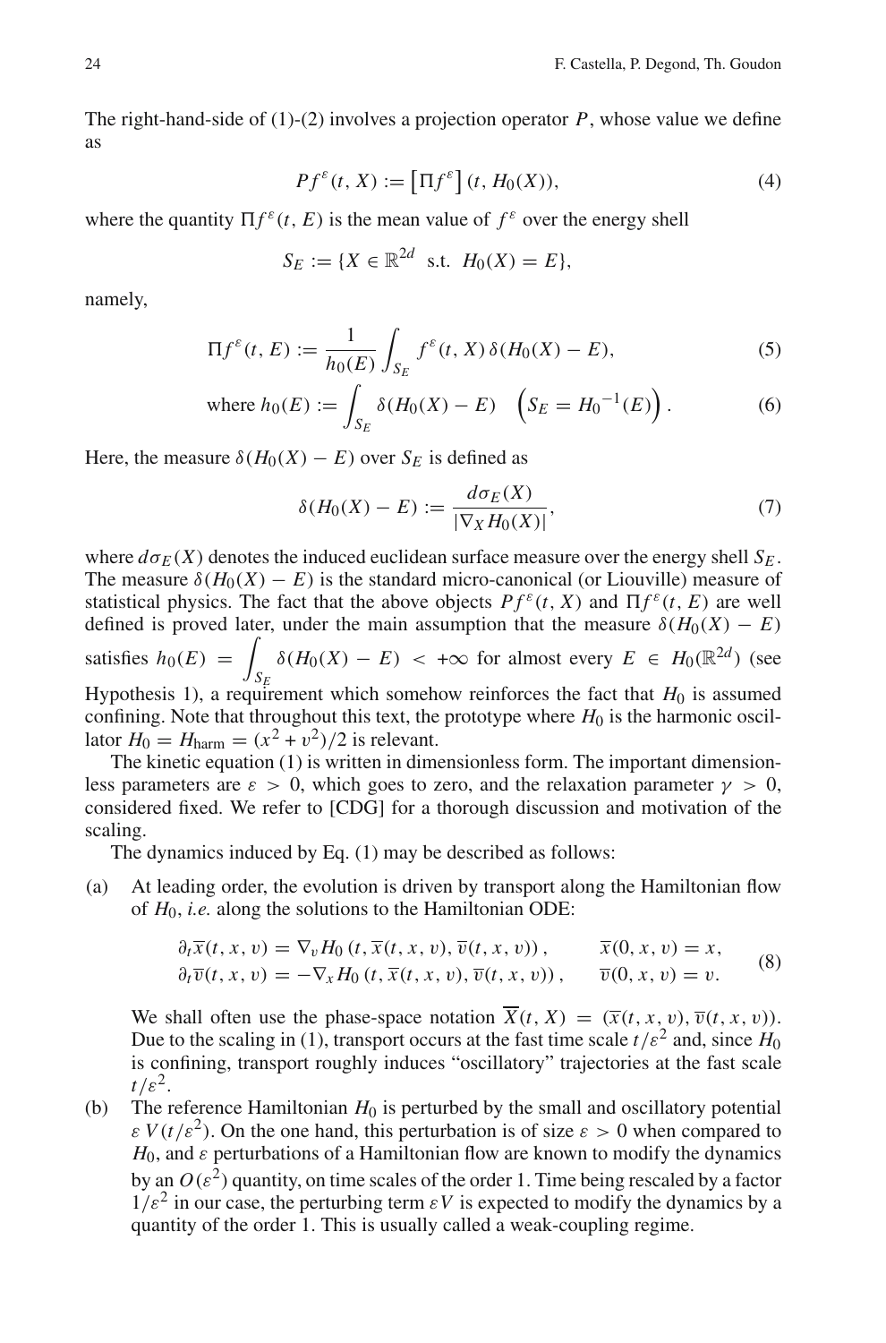The right-hand-side of (1)-(2) involves a projection operator $P$, whose value we define as

$$Pf^\varepsilon(t, X) := \left[\Pi f^\varepsilon\right](t, H_0(X)), \tag{4}$$

where the quantity $\Pi f^\varepsilon(t, E)$ is the mean value of $f^\varepsilon$ over the energy shell

$$S_E := \{X \in \mathbb{R}^{2d} \text{ s.t. } H_0(X) = E\},$$

namely,

$$\Pi f^\varepsilon(t, E) := \frac{1}{h_0(E)} \int_{S_E} f^\varepsilon(t, X)\, \delta(H_0(X) - E), \tag{5}$$

$$\text{where } h_0(E) := \int_{S_E} \delta(H_0(X) - E) \quad \left(S_E = {H_0}^{-1}(E)\right). \tag{6}$$

Here, the measure $\delta(H_0(X) - E)$ over $S_E$ is defined as

$$\delta(H_0(X) - E) := \frac{d\sigma_E(X)}{|\nabla_X H_0(X)|}, \tag{7}$$

where $d\sigma_E(X)$ denotes the induced euclidean surface measure over the energy shell $S_E$. The measure $\delta(H_0(X) - E)$ is the standard micro-canonical (or Liouville) measure of statistical physics. The fact that the above objects $Pf^\varepsilon(t, X)$ and $\Pi f^\varepsilon(t, E)$ are well defined is proved later, under the main assumption that the measure $\delta(H_0(X) - E)$ satisfies $h_0(E) = \int_{S_E} \delta(H_0(X) - E) < +\infty$ for almost every $E \in H_0(\mathbb{R}^{2d})$ (see Hypothesis 1), a requirement which somehow reinforces the fact that $H_0$ is assumed confining. Note that throughout this text, the prototype where $H_0$ is the harmonic oscillator $H_0 = H_{\text{harm}} = (x^2 + v^2)/2$ is relevant.

The kinetic equation (1) is written in dimensionless form. The important dimensionless parameters are $\varepsilon > 0$, which goes to zero, and the relaxation parameter $\gamma > 0$, considered fixed. We refer to [CDG] for a thorough discussion and motivation of the scaling.

The dynamics induced by Eq. (1) may be described as follows:

(a) At leading order, the evolution is driven by transport along the Hamiltonian flow of $H_0$, *i.e.* along the solutions to the Hamiltonian ODE:

$$\begin{aligned}
\partial_t \overline{x}(t, x, v) &= \nabla_v H_0\left(t, \overline{x}(t, x, v), \overline{v}(t, x, v)\right), \qquad &\overline{x}(0, x, v) = x,\\
\partial_t \overline{v}(t, x, v) &= -\nabla_x H_0\left(t, \overline{x}(t, x, v), \overline{v}(t, x, v)\right), \qquad &\overline{v}(0, x, v) = v.
\end{aligned} \tag{8}$$

We shall often use the phase-space notation $\overline{X}(t, X) = (\overline{x}(t, x, v), \overline{v}(t, x, v))$. Due to the scaling in (1), transport occurs at the fast time scale $t/\varepsilon^2$ and, since $H_0$ is confining, transport roughly induces "oscillatory" trajectories at the fast scale $t/\varepsilon^2$.

(b) The reference Hamiltonian $H_0$ is perturbed by the small and oscillatory potential $\varepsilon\, V(t/\varepsilon^2)$. On the one hand, this perturbation is of size $\varepsilon > 0$ when compared to $H_0$, and $\varepsilon$ perturbations of a Hamiltonian flow are known to modify the dynamics by an $O(\varepsilon^2)$ quantity, on time scales of the order 1. Time being rescaled by a factor $1/\varepsilon^2$ in our case, the perturbing term $\varepsilon V$ is expected to modify the dynamics by a quantity of the order 1. This is usually called a weak-coupling regime.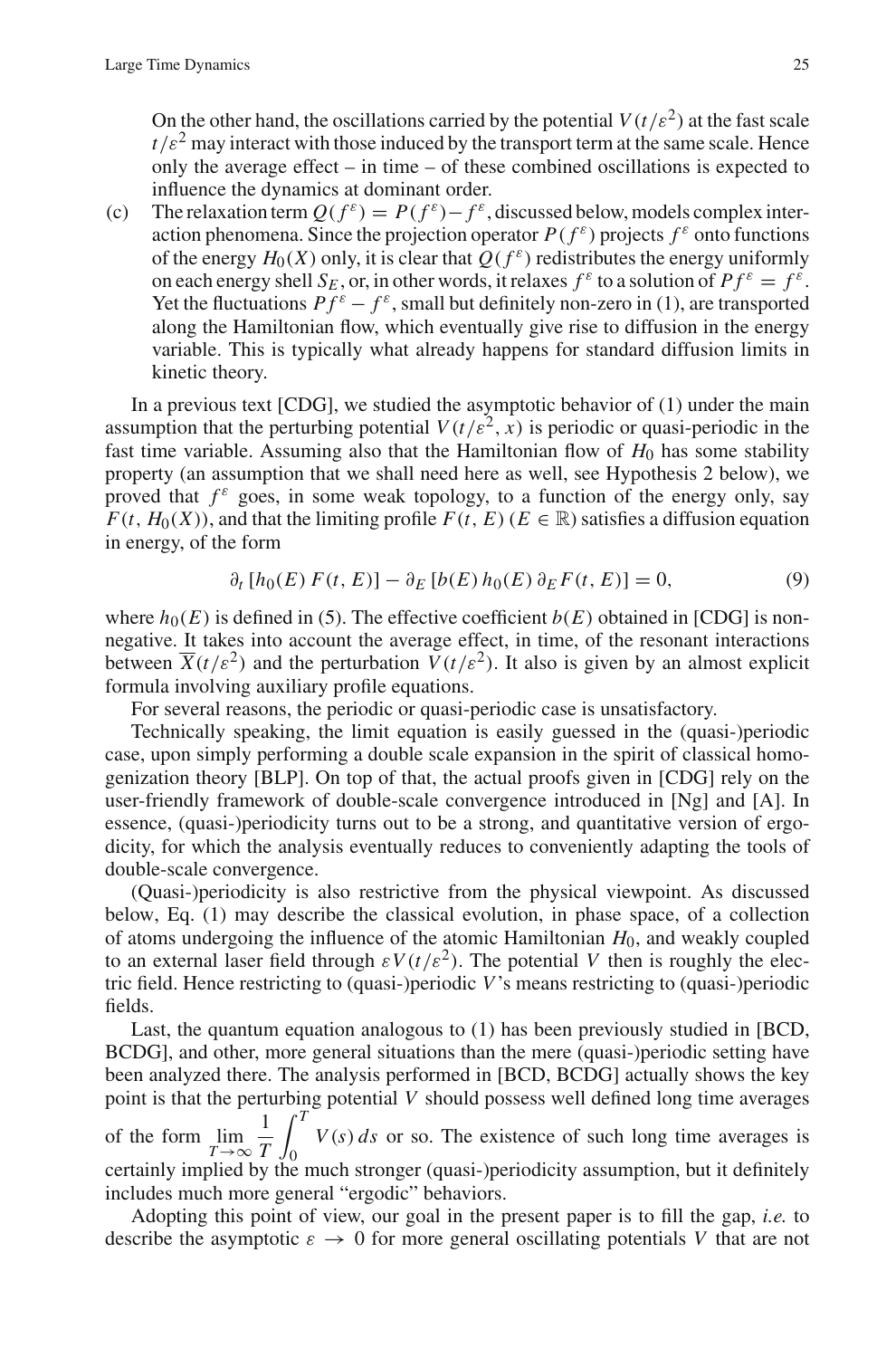On the other hand, the oscillations carried by the potential $V(t/\varepsilon^2)$ at the fast scale $t/\varepsilon^2$ may interact with those induced by the transport term at the same scale. Hence only the average effect – in time – of these combined oscillations is expected to influence the dynamics at dominant order.

(c) The relaxation term $Q(f^\varepsilon) = P(f^\varepsilon) - f^\varepsilon$, discussed below, models complex interaction phenomena. Since the projection operator $P(f^\varepsilon)$ projects $f^\varepsilon$ onto functions of the energy $H_0(X)$ only, it is clear that $Q(f^\varepsilon)$ redistributes the energy uniformly on each energy shell $S_E$, or, in other words, it relaxes $f^\varepsilon$ to a solution of $Pf^\varepsilon = f^\varepsilon$. Yet the fluctuations $Pf^\varepsilon - f^\varepsilon$, small but definitely non-zero in (1), are transported along the Hamiltonian flow, which eventually give rise to diffusion in the energy variable. This is typically what already happens for standard diffusion limits in kinetic theory.

In a previous text [CDG], we studied the asymptotic behavior of (1) under the main assumption that the perturbing potential $V(t/\varepsilon^2, x)$ is periodic or quasi-periodic in the fast time variable. Assuming also that the Hamiltonian flow of $H_0$ has some stability property (an assumption that we shall need here as well, see Hypothesis 2 below), we proved that $f^\varepsilon$ goes, in some weak topology, to a function of the energy only, say $F(t, H_0(X))$, and that the limiting profile $F(t, E)$ ($E \in \mathbb{R}$) satisfies a diffusion equation in energy, of the form

$$\partial_t \left[h_0(E)\, F(t, E)\right] - \partial_E \left[b(E)\, h_0(E)\, \partial_E F(t, E)\right] = 0, \tag{9}$$

where $h_0(E)$ is defined in (5). The effective coefficient $b(E)$ obtained in [CDG] is nonnegative. It takes into account the average effect, in time, of the resonant interactions between $\overline{X}(t/\varepsilon^2)$ and the perturbation $V(t/\varepsilon^2)$. It also is given by an almost explicit formula involving auxiliary profile equations.

For several reasons, the periodic or quasi-periodic case is unsatisfactory.

Technically speaking, the limit equation is easily guessed in the (quasi-)periodic case, upon simply performing a double scale expansion in the spirit of classical homogenization theory [BLP]. On top of that, the actual proofs given in [CDG] rely on the user-friendly framework of double-scale convergence introduced in [Ng] and [A]. In essence, (quasi-)periodicity turns out to be a strong, and quantitative version of ergodicity, for which the analysis eventually reduces to conveniently adapting the tools of double-scale convergence.

(Quasi-)periodicity is also restrictive from the physical viewpoint. As discussed below, Eq. (1) may describe the classical evolution, in phase space, of a collection of atoms undergoing the influence of the atomic Hamiltonian $H_0$, and weakly coupled to an external laser field through $\varepsilon V(t/\varepsilon^2)$. The potential $V$ then is roughly the electric field. Hence restricting to (quasi-)periodic $V$'s means restricting to (quasi-)periodic fields.

Last, the quantum equation analogous to (1) has been previously studied in [BCD, BCDG], and other, more general situations than the mere (quasi-)periodic setting have been analyzed there. The analysis performed in [BCD, BCDG] actually shows the key point is that the perturbing potential $V$ should possess well defined long time averages of the form $\lim_{T\to\infty} \frac{1}{T}\int_0^T V(s)\, ds$ or so. The existence of such long time averages is certainly implied by the much stronger (quasi-)periodicity assumption, but it definitely includes much more general "ergodic" behaviors.

Adopting this point of view, our goal in the present paper is to fill the gap, *i.e.* to describe the asymptotic $\varepsilon \to 0$ for more general oscillating potentials $V$ that are not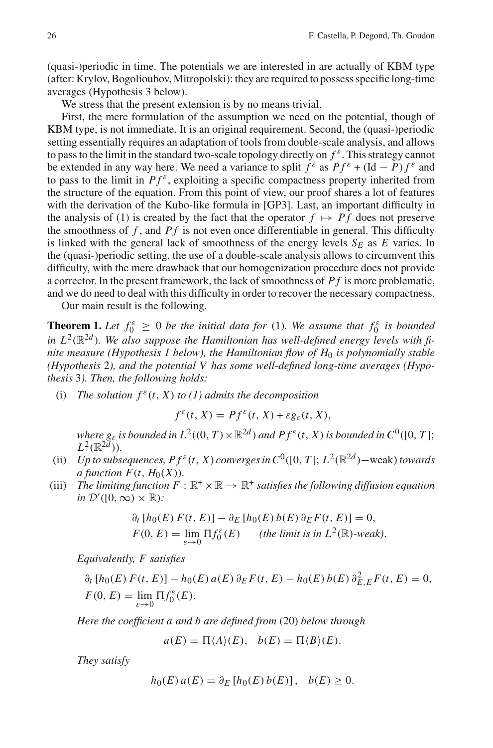(quasi-)periodic in time. The potentials we are interested in are actually of KBM type (after: Krylov, Bogolioubov, Mitropolski): they are required to possess specific long-time averages (Hypothesis 3 below).

We stress that the present extension is by no means trivial.

First, the mere formulation of the assumption we need on the potential, though of KBM type, is not immediate. It is an original requirement. Second, the (quasi-)periodic setting essentially requires an adaptation of tools from double-scale analysis, and allows to pass to the limit in the standard two-scale topology directly on $f^\varepsilon$. This strategy cannot be extended in any way here. We need a variance to split $f^\varepsilon$ as $Pf^\varepsilon + (\mathrm{Id} - P)f^\varepsilon$ and to pass to the limit in $Pf^\varepsilon$, exploiting a specific compactness property inherited from the structure of the equation. From this point of view, our proof shares a lot of features with the derivation of the Kubo-like formula in [GP3]. Last, an important difficulty in the analysis of (1) is created by the fact that the operator $f \mapsto Pf$ does not preserve the smoothness of $f$, and $Pf$ is not even once differentiable in general. This difficulty is linked with the general lack of smoothness of the energy levels $S_E$ as $E$ varies. In the (quasi-)periodic setting, the use of a double-scale analysis allows to circumvent this difficulty, with the mere drawback that our homogenization procedure does not provide a corrector. In the present framework, the lack of smoothness of $Pf$ is more problematic, and we do need to deal with this difficulty in order to recover the necessary compactness.

Our main result is the following.

**Theorem 1.** *Let $f_0^\varepsilon \geq 0$ be the initial data for* (1). *We assume that $f_0^\varepsilon$ is bounded in $L^2(\mathbb{R}^{2d})$. We also suppose the Hamiltonian has well-defined energy levels with finite measure (Hypothesis 1 below), the Hamiltonian flow of $H_0$ is polynomially stable (Hypothesis* 2*), and the potential $V$ has some well-defined long-time averages (Hypothesis* 3*). Then, the following holds:*

(i) *The solution $f^\varepsilon(t, X)$ to (1) admits the decomposition*

$$f^\varepsilon(t, X) = Pf^\varepsilon(t, X) + \varepsilon g_\varepsilon(t, X),$$

*where $g_\varepsilon$ is bounded in $L^2((0, T) \times \mathbb{R}^{2d})$ and $Pf^\varepsilon(t, X)$ is bounded in $C^0([0, T]; L^2(\mathbb{R}^{2d}))$.*

(ii) *Up to subsequences, $Pf^\varepsilon(t, X)$ converges in $C^0([0, T]; L^2(\mathbb{R}^{2d})-\text{weak})$ towards a function $F(t, H_0(X))$.*

(iii) *The limiting function $F : \mathbb{R}^+ \times \mathbb{R} \to \mathbb{R}^+$ satisfies the following diffusion equation in $\mathcal{D}'([0, \infty) \times \mathbb{R})$:*

$$\partial_t [h_0(E)\, F(t, E)] - \partial_E [h_0(E)\, b(E)\, \partial_E F(t, E)] = 0,$$
$$F(0, E) = \lim_{\varepsilon \to 0} \Pi f_0^\varepsilon(E) \qquad \text{(the limit is in } L^2(\mathbb{R})\text{-weak).}$$

*Equivalently, $F$ satisfies*

$$\partial_t [h_0(E)\, F(t, E)] - h_0(E)\, a(E)\, \partial_E F(t, E) - h_0(E)\, b(E)\, \partial^2_{E,E} F(t, E) = 0,$$
$$F(0, E) = \lim_{\varepsilon \to 0} \Pi f_0^\varepsilon(E).$$

*Here the coefficient $a$ and $b$ are defined from* (20) *below through*

$$a(E) = \Pi\langle A\rangle(E), \quad b(E) = \Pi\langle B\rangle(E).$$

*They satisfy*

$$h_0(E)\, a(E) = \partial_E [h_0(E)\, b(E)], \quad b(E) \geq 0.$$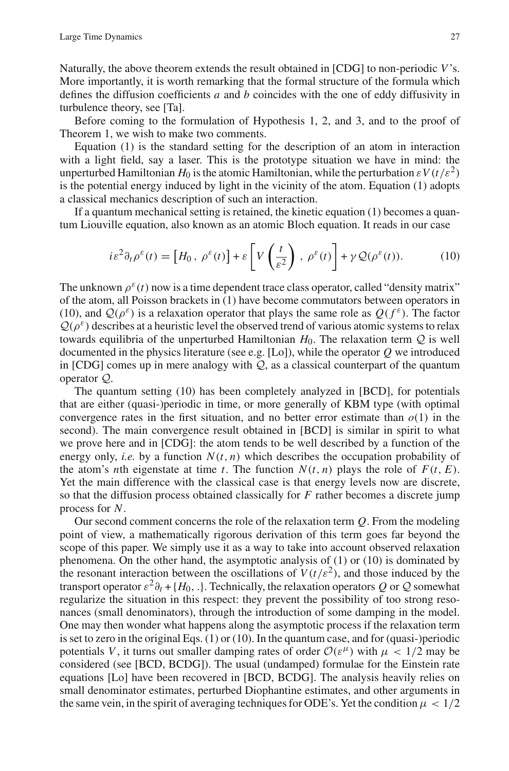Naturally, the above theorem extends the result obtained in [CDG] to non-periodic $V$'s. More importantly, it is worth remarking that the formal structure of the formula which defines the diffusion coefficients $a$ and $b$ coincides with the one of eddy diffusivity in turbulence theory, see [Ta].

Before coming to the formulation of Hypothesis 1, 2, and 3, and to the proof of Theorem 1, we wish to make two comments.

Equation (1) is the standard setting for the description of an atom in interaction with a light field, say a laser. This is the prototype situation we have in mind: the unperturbed Hamiltonian $H_0$ is the atomic Hamiltonian, while the perturbation $\varepsilon V(t/\varepsilon^2)$ is the potential energy induced by light in the vicinity of the atom. Equation (1) adopts a classical mechanics description of such an interaction.

If a quantum mechanical setting is retained, the kinetic equation (1) becomes a quantum Liouville equation, also known as an atomic Bloch equation. It reads in our case

$$i\varepsilon^2 \partial_t \rho^\varepsilon(t) = \left[H_0\,,\ \rho^\varepsilon(t)\right] + \varepsilon \left[V\left(\frac{t}{\varepsilon^2}\right)\,,\ \rho^\varepsilon(t)\right] + \gamma\, \mathcal{Q}(\rho^\varepsilon(t)). \tag{10}$$

The unknown $\rho^\varepsilon(t)$ now is a time dependent trace class operator, called "density matrix" of the atom, all Poisson brackets in (1) have become commutators between operators in (10), and $\mathcal{Q}(\rho^\varepsilon)$ is a relaxation operator that plays the same role as $Q(f^\varepsilon)$. The factor $\mathcal{Q}(\rho^\varepsilon)$ describes at a heuristic level the observed trend of various atomic systems to relax towards equilibria of the unperturbed Hamiltonian $H_0$. The relaxation term $\mathcal{Q}$ is well documented in the physics literature (see e.g. [Lo]), while the operator $Q$ we introduced in [CDG] comes up in mere analogy with $\mathcal{Q}$, as a classical counterpart of the quantum operator $\mathcal{Q}$.

The quantum setting (10) has been completely analyzed in [BCD], for potentials that are either (quasi-)periodic in time, or more generally of KBM type (with optimal convergence rates in the first situation, and no better error estimate than $o(1)$ in the second). The main convergence result obtained in [BCD] is similar in spirit to what we prove here and in [CDG]: the atom tends to be well described by a function of the energy only, *i.e.* by a function $N(t, n)$ which describes the occupation probability of the atom's $n$th eigenstate at time $t$. The function $N(t, n)$ plays the role of $F(t, E)$. Yet the main difference with the classical case is that energy levels now are discrete, so that the diffusion process obtained classically for $F$ rather becomes a discrete jump process for $N$.

Our second comment concerns the role of the relaxation term $Q$. From the modeling point of view, a mathematically rigorous derivation of this term goes far beyond the scope of this paper. We simply use it as a way to take into account observed relaxation phenomena. On the other hand, the asymptotic analysis of (1) or (10) is dominated by the resonant interaction between the oscillations of $V(t/\varepsilon^2)$, and those induced by the transport operator $\varepsilon^2\partial_t + \{H_0, .\}$. Technically, the relaxation operators $Q$ or $\mathcal{Q}$ somewhat regularize the situation in this respect: they prevent the possibility of too strong resonances (small denominators), through the introduction of some damping in the model. One may then wonder what happens along the asymptotic process if the relaxation term is set to zero in the original Eqs. (1) or (10). In the quantum case, and for (quasi-)periodic potentials $V$, it turns out smaller damping rates of order $\mathcal{O}(\varepsilon^\mu)$ with $\mu < 1/2$ may be considered (see [BCD, BCDG]). The usual (undamped) formulae for the Einstein rate equations [Lo] have been recovered in [BCD, BCDG]. The analysis heavily relies on small denominator estimates, perturbed Diophantine estimates, and other arguments in the same vein, in the spirit of averaging techniques for ODE's. Yet the condition $\mu < 1/2$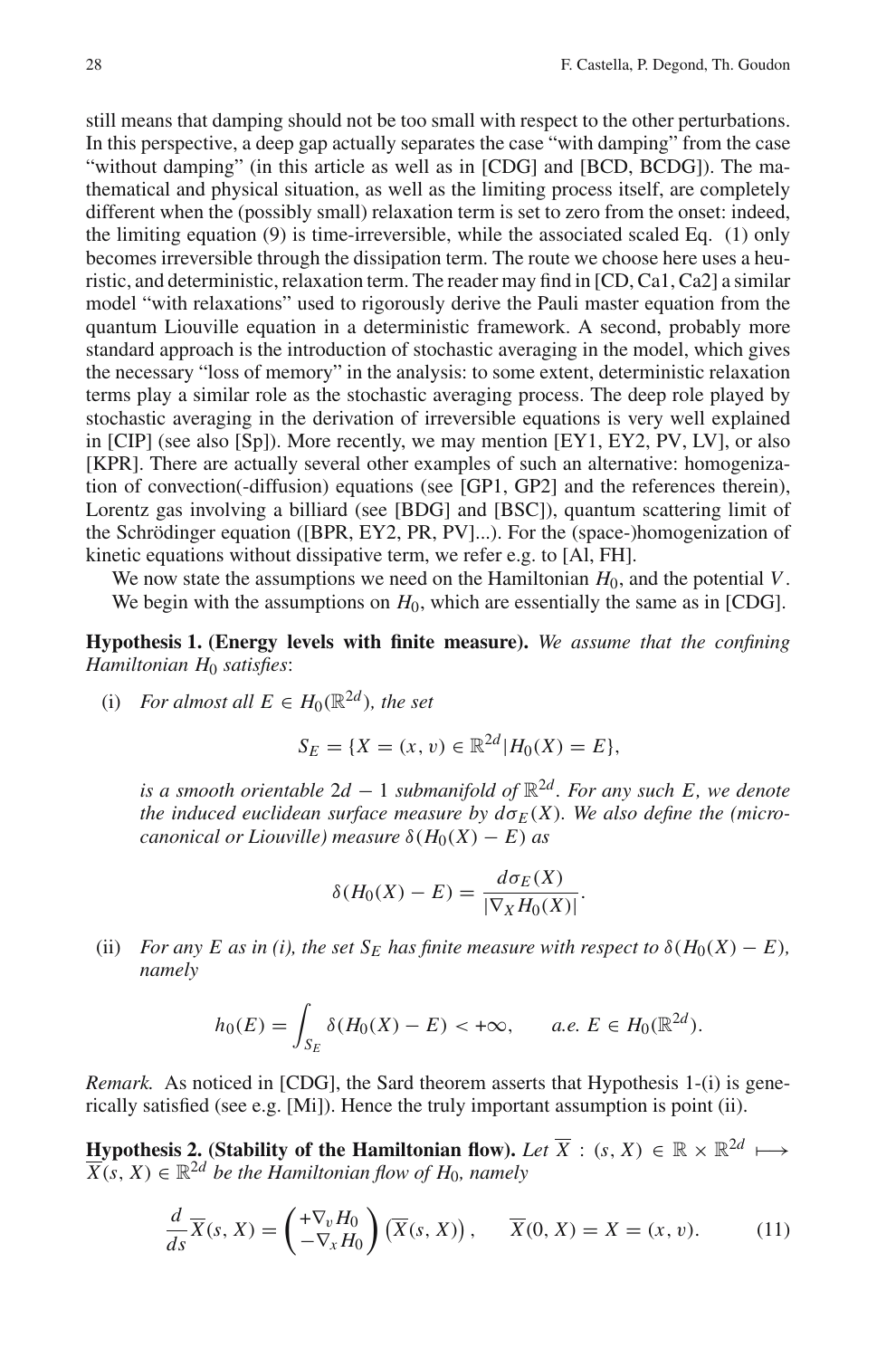still means that damping should not be too small with respect to the other perturbations. In this perspective, a deep gap actually separates the case "with damping" from the case "without damping" (in this article as well as in [CDG] and [BCD, BCDG]). The mathematical and physical situation, as well as the limiting process itself, are completely different when the (possibly small) relaxation term is set to zero from the onset: indeed, the limiting equation (9) is time-irreversible, while the associated scaled Eq. (1) only becomes irreversible through the dissipation term. The route we choose here uses a heuristic, and deterministic, relaxation term. The reader may find in [CD, Ca1, Ca2] a similar model "with relaxations" used to rigorously derive the Pauli master equation from the quantum Liouville equation in a deterministic framework. A second, probably more standard approach is the introduction of stochastic averaging in the model, which gives the necessary "loss of memory" in the analysis: to some extent, deterministic relaxation terms play a similar role as the stochastic averaging process. The deep role played by stochastic averaging in the derivation of irreversible equations is very well explained in [CIP] (see also [Sp]). More recently, we may mention [EY1, EY2, PV, LV], or also [KPR]. There are actually several other examples of such an alternative: homogenization of convection(-diffusion) equations (see [GP1, GP2] and the references therein), Lorentz gas involving a billiard (see [BDG] and [BSC]), quantum scattering limit of the Schrödinger equation ([BPR, EY2, PR, PV]...). For the (space-)homogenization of kinetic equations without dissipative term, we refer e.g. to [Al, FH].

We now state the assumptions we need on the Hamiltonian $H_0$, and the potential $V$. We begin with the assumptions on $H_0$, which are essentially the same as in [CDG].

**Hypothesis 1. (Energy levels with finite measure).** *We assume that the confining Hamiltonian $H_0$ satisfies*:

(i) *For almost all $E \in H_0(\mathbb{R}^{2d})$, the set*

$$S_E = \{X = (x, v) \in \mathbb{R}^{2d} | H_0(X) = E\},$$

*is a smooth orientable $2d - 1$ submanifold of $\mathbb{R}^{2d}$. For any such $E$, we denote the induced euclidean surface measure by $d\sigma_E(X)$. We also define the (microcanonical or Liouville) measure $\delta(H_0(X) - E)$ as*

$$\delta(H_0(X) - E) = \frac{d\sigma_E(X)}{|\nabla_X H_0(X)|}.$$

(ii) *For any $E$ as in (i), the set $S_E$ has finite measure with respect to $\delta(H_0(X) - E)$, namely*

$$h_0(E) = \int_{S_E} \delta(H_0(X) - E) < +\infty, \qquad a.e.\ E \in H_0(\mathbb{R}^{2d}).$$

*Remark.* As noticed in [CDG], the Sard theorem asserts that Hypothesis 1-(i) is generically satisfied (see e.g. [Mi]). Hence the truly important assumption is point (ii).

**Hypothesis 2. (Stability of the Hamiltonian flow).** *Let $\overline{X} : (s, X) \in \mathbb{R} \times \mathbb{R}^{2d} \longmapsto \overline{X}(s, X) \in \mathbb{R}^{2d}$ be the Hamiltonian flow of $H_0$, namely*

$$\frac{d}{ds}\overline{X}(s, X) = \begin{pmatrix} +\nabla_v H_0 \\ -\nabla_x H_0 \end{pmatrix} \left(\overline{X}(s, X)\right), \qquad \overline{X}(0, X) = X = (x, v). \tag{11}$$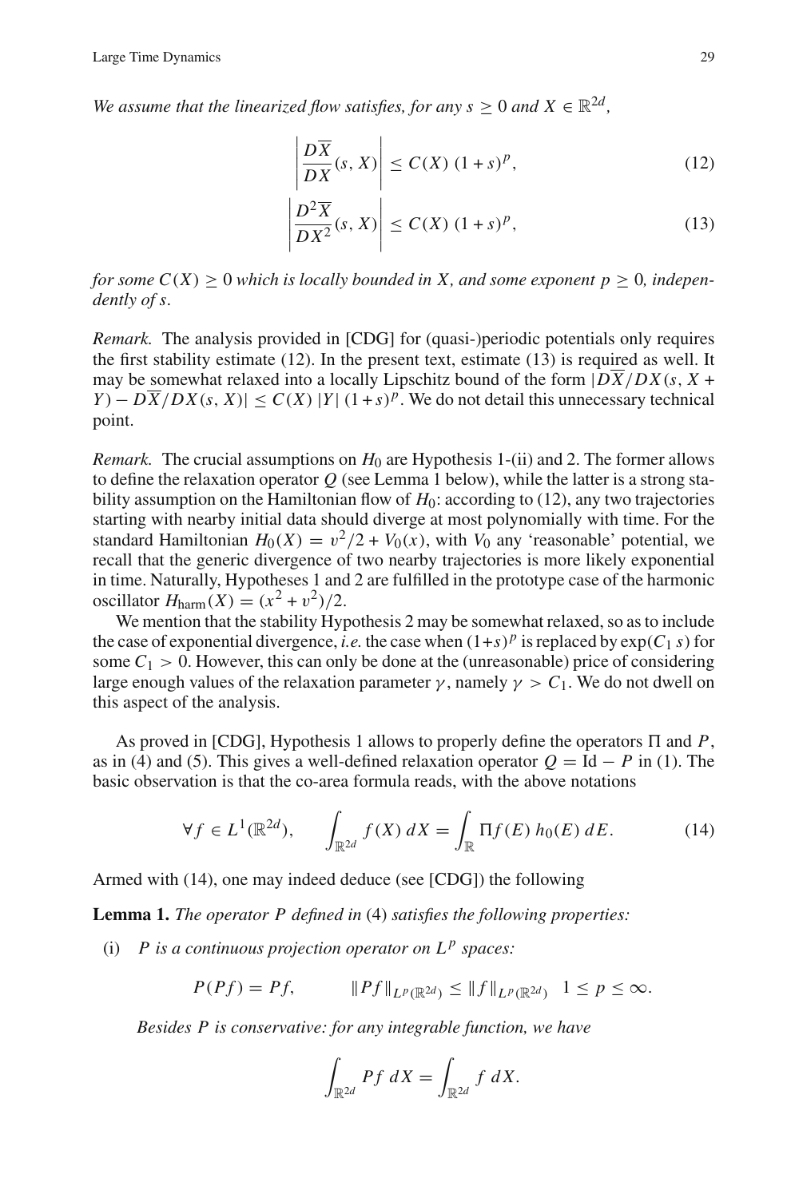*We assume that the linearized flow satisfies, for any $s \geq 0$ and $X \in \mathbb{R}^{2d}$,*

$$\left| \frac{D\overline{X}}{DX}(s, X) \right| \leq C(X)\,(1+s)^p, \tag{12}$$

$$\left| \frac{D^2\overline{X}}{DX^2}(s, X) \right| \leq C(X)\,(1+s)^p, \tag{13}$$

*for some $C(X) \geq 0$ which is locally bounded in $X$, and some exponent $p \geq 0$, independently of $s$.*

*Remark.* The analysis provided in [CDG] for (quasi-)periodic potentials only requires the first stability estimate (12). In the present text, estimate (13) is required as well. It may be somewhat relaxed into a locally Lipschitz bound of the form $|D\overline{X}/DX(s, X+Y) - D\overline{X}/DX(s, X)| \leq C(X)\,|Y|\,(1+s)^p$. We do not detail this unnecessary technical point.

*Remark.* The crucial assumptions on $H_0$ are Hypothesis 1-(ii) and 2. The former allows to define the relaxation operator $Q$ (see Lemma 1 below), while the latter is a strong stability assumption on the Hamiltonian flow of $H_0$: according to (12), any two trajectories starting with nearby initial data should diverge at most polynomially with time. For the standard Hamiltonian $H_0(X) = v^2/2 + V_0(x)$, with $V_0$ any 'reasonable' potential, we recall that the generic divergence of two nearby trajectories is more likely exponential in time. Naturally, Hypotheses 1 and 2 are fulfilled in the prototype case of the harmonic oscillator $H_{\text{harm}}(X) = (x^2 + v^2)/2$.

We mention that the stability Hypothesis 2 may be somewhat relaxed, so as to include the case of exponential divergence, *i.e.* the case when $(1+s)^p$ is replaced by $\exp(C_1\,s)$ for some $C_1 > 0$. However, this can only be done at the (unreasonable) price of considering large enough values of the relaxation parameter $\gamma$, namely $\gamma > C_1$. We do not dwell on this aspect of the analysis.

As proved in [CDG], Hypothesis 1 allows to properly define the operators $\Pi$ and $P$, as in (4) and (5). This gives a well-defined relaxation operator $Q = \text{Id} - P$ in (1). The basic observation is that the co-area formula reads, with the above notations

$$\forall f \in L^1(\mathbb{R}^{2d}), \qquad \int_{\mathbb{R}^{2d}} f(X)\,dX = \int_{\mathbb{R}} \Pi f(E)\,h_0(E)\,dE. \tag{14}$$

Armed with (14), one may indeed deduce (see [CDG]) the following

**Lemma 1.** *The operator $P$ defined in* (4) *satisfies the following properties:*

(i) *$P$ is a continuous projection operator on $L^p$ spaces:*

$$P(Pf) = Pf, \qquad \|Pf\|_{L^p(\mathbb{R}^{2d})} \leq \|f\|_{L^p(\mathbb{R}^{2d})} \quad 1 \leq p \leq \infty.$$

*Besides $P$ is conservative: for any integrable function, we have*

$$\int_{\mathbb{R}^{2d}} Pf\,dX = \int_{\mathbb{R}^{2d}} f\,dX.$$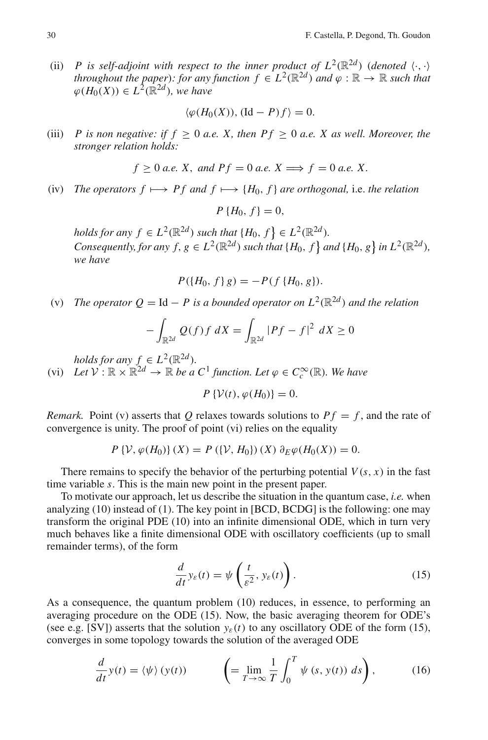(ii) *$P$ is self-adjoint with respect to the inner product of $L^2(\mathbb{R}^{2d})$ (denoted $\langle \cdot, \cdot \rangle$ throughout the paper): for any function $f \in L^2(\mathbb{R}^{2d})$ and $\varphi : \mathbb{R} \to \mathbb{R}$ such that $\varphi(H_0(X)) \in L^2(\mathbb{R}^{2d})$, we have*

$$\langle \varphi(H_0(X)), (\mathrm{Id} - P) f \rangle = 0.$$

(iii) *$P$ is non negative: if $f \geq 0$ a.e. $X$, then $Pf \geq 0$ a.e. $X$ as well. Moreover, the stronger relation holds:*

$$f \geq 0 \text{ a.e. } X, \text{ and } Pf = 0 \text{ a.e. } X \Longrightarrow f = 0 \text{ a.e. } X.$$

(iv) *The operators $f \longmapsto Pf$ and $f \longmapsto \{H_0, f\}$ are orthogonal,* i.e. *the relation*

$$P\{H_0, f\} = 0,$$

*holds for any $f \in L^2(\mathbb{R}^{2d})$ such that $\{H_0, f\} \in L^2(\mathbb{R}^{2d})$.*
*Consequently, for any $f, g \in L^2(\mathbb{R}^{2d})$ such that $\{H_0, f\}$ and $\{H_0, g\}$ in $L^2(\mathbb{R}^{2d})$, we have*

$$P(\{H_0, f\}\, g) = -P(f\, \{H_0, g\}).$$

(v) *The operator $Q = \mathrm{Id} - P$ is a bounded operator on $L^2(\mathbb{R}^{2d})$ and the relation*

$$-\int_{\mathbb{R}^{2d}} Q(f) f \, dX = \int_{\mathbb{R}^{2d}} |Pf - f|^2 \, dX \geq 0$$

*holds for any $f \in L^2(\mathbb{R}^{2d})$.*

(vi) *Let $\mathcal{V} : \mathbb{R} \times \mathbb{R}^{2d} \to \mathbb{R}$ be a $C^1$ function. Let $\varphi \in C_c^\infty(\mathbb{R})$. We have*

$$P\{\mathcal{V}(t), \varphi(H_0)\} = 0.$$

*Remark.* Point (v) asserts that $Q$ relaxes towards solutions to $Pf = f$, and the rate of convergence is unity. The proof of point (vi) relies on the equality

$$P\{\mathcal{V}, \varphi(H_0)\}(X) = P(\{\mathcal{V}, H_0\})(X)\, \partial_E \varphi(H_0(X)) = 0.$$

There remains to specify the behavior of the perturbing potential $V(s, x)$ in the fast time variable $s$. This is the main new point in the present paper.

To motivate our approach, let us describe the situation in the quantum case, *i.e.* when analyzing (10) instead of (1). The key point in [BCD, BCDG] is the following: one may transform the original PDE (10) into an infinite dimensional ODE, which in turn very much behaves like a finite dimensional ODE with oscillatory coefficients (up to small remainder terms), of the form

$$\frac{d}{dt} y_\varepsilon(t) = \psi\left(\frac{t}{\varepsilon^2}, y_\varepsilon(t)\right). \tag{15}$$

As a consequence, the quantum problem (10) reduces, in essence, to performing an averaging procedure on the ODE (15). Now, the basic averaging theorem for ODE's (see e.g. [SV]) asserts that the solution $y_\varepsilon(t)$ to any oscillatory ODE of the form (15), converges in some topology towards the solution of the averaged ODE

$$\frac{d}{dt} y(t) = \langle \psi \rangle (y(t)) \qquad \left( = \lim_{T \to \infty} \frac{1}{T} \int_0^T \psi(s, y(t))\, ds \right), \tag{16}$$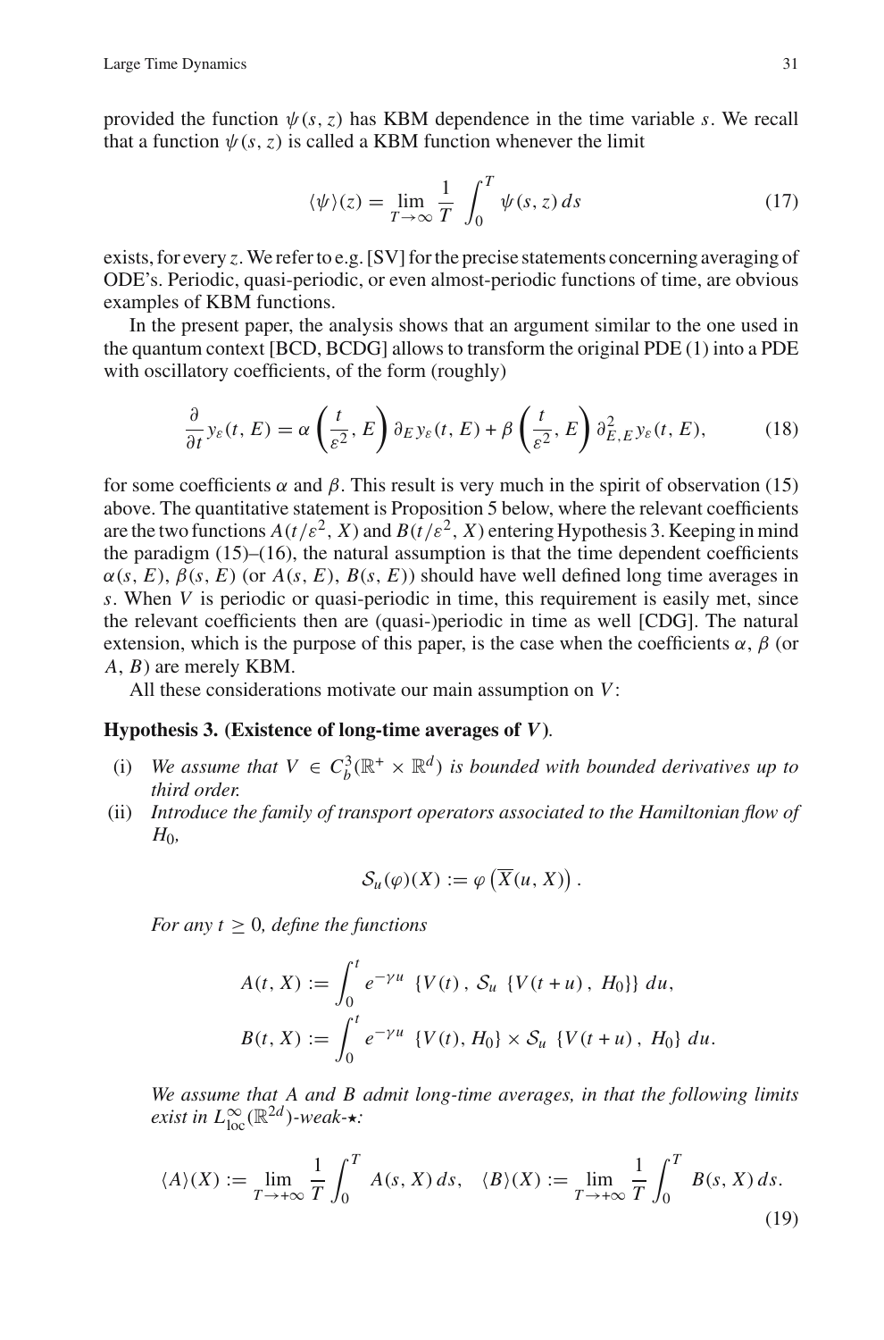provided the function $\psi(s, z)$ has KBM dependence in the time variable $s$. We recall that a function $\psi(s, z)$ is called a KBM function whenever the limit

$$\langle \psi \rangle(z) = \lim_{T \to \infty} \frac{1}{T} \int_0^T \psi(s, z) \, ds \tag{17}$$

exists, for every $z$. We refer to e.g. [SV] for the precise statements concerning averaging of ODE's. Periodic, quasi-periodic, or even almost-periodic functions of time, are obvious examples of KBM functions.

In the present paper, the analysis shows that an argument similar to the one used in the quantum context [BCD, BCDG] allows to transform the original PDE (1) into a PDE with oscillatory coefficients, of the form (roughly)

$$\frac{\partial}{\partial t} y_\varepsilon(t, E) = \alpha \left( \frac{t}{\varepsilon^2}, E \right) \partial_E y_\varepsilon(t, E) + \beta \left( \frac{t}{\varepsilon^2}, E \right) \partial^2_{E,E} y_\varepsilon(t, E), \tag{18}$$

for some coefficients $\alpha$ and $\beta$. This result is very much in the spirit of observation (15) above. The quantitative statement is Proposition 5 below, where the relevant coefficients are the two functions $A(t/\varepsilon^2, X)$ and $B(t/\varepsilon^2, X)$ entering Hypothesis 3. Keeping in mind the paradigm (15)–(16), the natural assumption is that the time dependent coefficients $\alpha(s, E)$, $\beta(s, E)$ (or $A(s, E)$, $B(s, E)$) should have well defined long time averages in $s$. When $V$ is periodic or quasi-periodic in time, this requirement is easily met, since the relevant coefficients then are (quasi-)periodic in time as well [CDG]. The natural extension, which is the purpose of this paper, is the case when the coefficients $\alpha$, $\beta$ (or $A$, $B$) are merely KBM.

All these considerations motivate our main assumption on $V$:

**Hypothesis 3. (Existence of long-time averages of $V$).**

(i) *We assume that $V \in C^3_b(\mathbb{R}^+ \times \mathbb{R}^d)$ is bounded with bounded derivatives up to third order.*

(ii) *Introduce the family of transport operators associated to the Hamiltonian flow of $H_0$,*

$$\mathcal{S}_u(\varphi)(X) := \varphi\left(\overline{X}(u, X)\right).$$

*For any $t \geq 0$, define the functions*

$$A(t, X) := \int_0^t e^{-\gamma u} \, \{V(t) \, , \, \mathcal{S}_u \, \{V(t + u) \, , \, H_0\}\} \, du,$$

$$B(t, X) := \int_0^t e^{-\gamma u} \, \{V(t), H_0\} \times \mathcal{S}_u \, \{V(t + u) \, , \, H_0\} \, du.$$

*We assume that $A$ and $B$ admit long-time averages, in that the following limits exist in $L^\infty_{\text{loc}}(\mathbb{R}^{2d})$-weak-$\star$:*

$$\langle A \rangle(X) := \lim_{T \to +\infty} \frac{1}{T} \int_0^T A(s, X) \, ds, \quad \langle B \rangle(X) := \lim_{T \to +\infty} \frac{1}{T} \int_0^T B(s, X) \, ds. \tag{19}$$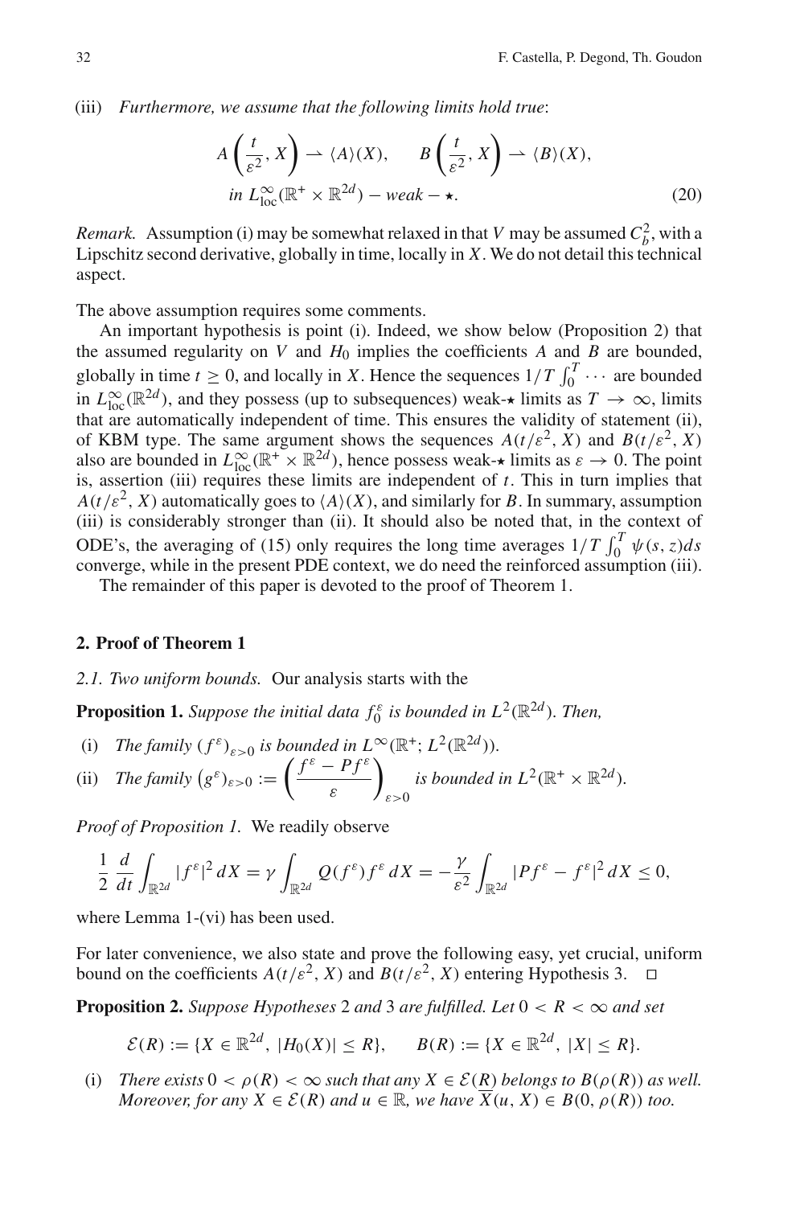(iii) *Furthermore, we assume that the following limits hold true*:

$$A\left(\frac{t}{\varepsilon^2}, X\right) \rightharpoonup \langle A\rangle(X), \qquad B\left(\frac{t}{\varepsilon^2}, X\right) \rightharpoonup \langle B\rangle(X),$$
$$\text{in } L^\infty_{\text{loc}}(\mathbb{R}^+ \times \mathbb{R}^{2d}) - weak - \star. \tag{20}$$

*Remark.* Assumption (i) may be somewhat relaxed in that $V$ may be assumed $C_b^2$, with a Lipschitz second derivative, globally in time, locally in $X$. We do not detail this technical aspect.

The above assumption requires some comments.

An important hypothesis is point (i). Indeed, we show below (Proposition 2) that the assumed regularity on $V$ and $H_0$ implies the coefficients $A$ and $B$ are bounded, globally in time $t \geq 0$, and locally in $X$. Hence the sequences $1/T \int_0^T \cdots$ are bounded in $L^\infty_{\text{loc}}(\mathbb{R}^{2d})$, and they possess (up to subsequences) weak-$\star$ limits as $T \to \infty$, limits that are automatically independent of time. This ensures the validity of statement (ii), of KBM type. The same argument shows the sequences $A(t/\varepsilon^2, X)$ and $B(t/\varepsilon^2, X)$ also are bounded in $L^\infty_{\text{loc}}(\mathbb{R}^+ \times \mathbb{R}^{2d})$, hence possess weak-$\star$ limits as $\varepsilon \to 0$. The point is, assertion (iii) requires these limits are independent of $t$. This in turn implies that $A(t/\varepsilon^2, X)$ automatically goes to $\langle A\rangle(X)$, and similarly for $B$. In summary, assumption (iii) is considerably stronger than (ii). It should also be noted that, in the context of ODE's, the averaging of (15) only requires the long time averages $1/T \int_0^T \psi(s, z)ds$ converge, while in the present PDE context, we do need the reinforced assumption (iii).

The remainder of this paper is devoted to the proof of Theorem 1.

## 2. Proof of Theorem 1

*2.1. Two uniform bounds.* Our analysis starts with the

**Proposition 1.** *Suppose the initial data $f_0^\varepsilon$ is bounded in $L^2(\mathbb{R}^{2d})$. Then,*

(i) *The family $(f^\varepsilon)_{\varepsilon>0}$ is bounded in $L^\infty(\mathbb{R}^+; L^2(\mathbb{R}^{2d}))$.*

(ii) *The family $\left(g^\varepsilon\right)_{\varepsilon>0} := \left(\dfrac{f^\varepsilon - Pf^\varepsilon}{\varepsilon}\right)_{\varepsilon>0}$ is bounded in $L^2(\mathbb{R}^+ \times \mathbb{R}^{2d})$.*

*Proof of Proposition 1.* We readily observe

$$\frac{1}{2}\frac{d}{dt}\int_{\mathbb{R}^{2d}} |f^\varepsilon|^2\, dX = \gamma \int_{\mathbb{R}^{2d}} Q(f^\varepsilon) f^\varepsilon\, dX = -\frac{\gamma}{\varepsilon^2}\int_{\mathbb{R}^{2d}} |Pf^\varepsilon - f^\varepsilon|^2\, dX \leq 0,$$

where Lemma 1-(vi) has been used.

For later convenience, we also state and prove the following easy, yet crucial, uniform bound on the coefficients $A(t/\varepsilon^2, X)$ and $B(t/\varepsilon^2, X)$ entering Hypothesis 3. $\square$

**Proposition 2.** *Suppose Hypotheses* 2 *and* 3 *are fulfilled. Let $0 < R < \infty$ and set*

$$\mathcal{E}(R) := \{X \in \mathbb{R}^{2d},\ |H_0(X)| \leq R\}, \qquad B(R) := \{X \in \mathbb{R}^{2d},\ |X| \leq R\}.$$

(i) *There exists $0 < \rho(R) < \infty$ such that any $X \in \mathcal{E}(R)$ belongs to $B(\rho(R))$ as well. Moreover, for any $X \in \mathcal{E}(R)$ and $u \in \mathbb{R}$, we have $\overline{X}(u, X) \in B(0, \rho(R))$ too.*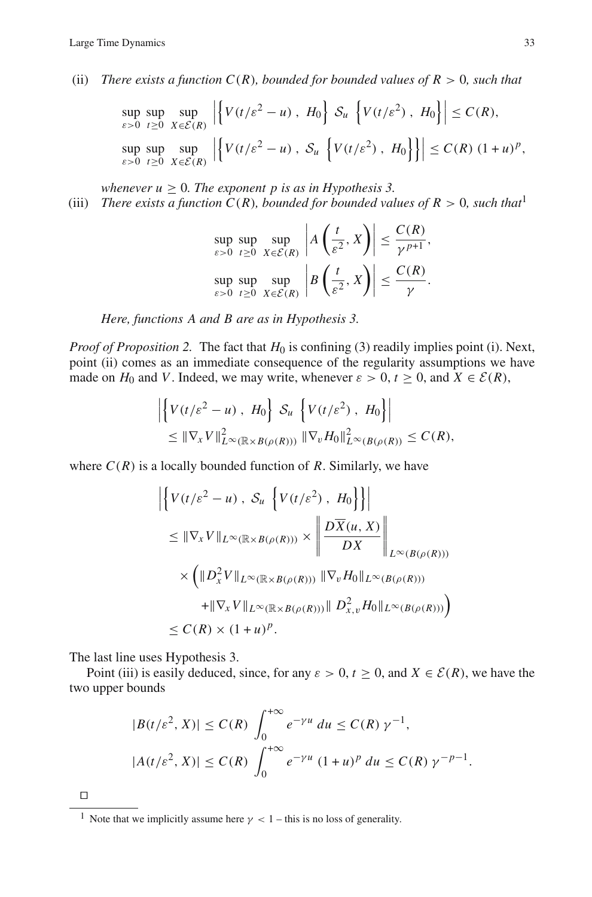(ii) *There exists a function $C(R)$, bounded for bounded values of $R > 0$, such that*

$$\sup_{\varepsilon>0} \sup_{t\geq 0} \sup_{X\in\mathcal{E}(R)} \left| \left\{ V(t/\varepsilon^2 - u) \ , \ H_0 \right\} \ \mathcal{S}_u \ \left\{ V(t/\varepsilon^2) \ , \ H_0 \right\} \right| \leq C(R),$$

$$\sup_{\varepsilon>0} \sup_{t\geq 0} \sup_{X\in\mathcal{E}(R)} \left| \left\{ V(t/\varepsilon^2 - u) \ , \ \mathcal{S}_u \ \left\{ V(t/\varepsilon^2) \ , \ H_0 \right\} \right\} \right| \leq C(R) \ (1+u)^p,$$

*whenever $u \geq 0$. The exponent $p$ is as in Hypothesis 3.*

(iii) *There exists a function $C(R)$, bounded for bounded values of $R > 0$, such that*[1]

$$\sup_{\varepsilon>0} \sup_{t\geq 0} \sup_{X\in\mathcal{E}(R)} \left| A\left(\frac{t}{\varepsilon^2}, X\right) \right| \leq \frac{C(R)}{\gamma^{p+1}},$$

$$\sup_{\varepsilon>0} \sup_{t\geq 0} \sup_{X\in\mathcal{E}(R)} \left| B\left(\frac{t}{\varepsilon^2}, X\right) \right| \leq \frac{C(R)}{\gamma}.$$

*Here, functions $A$ and $B$ are as in Hypothesis 3.*

*Proof of Proposition 2.* The fact that $H_0$ is confining (3) readily implies point (i). Next, point (ii) comes as an immediate consequence of the regularity assumptions we have made on $H_0$ and $V$. Indeed, we may write, whenever $\varepsilon > 0$, $t \geq 0$, and $X \in \mathcal{E}(R)$,

$$\begin{aligned}
&\left| \left\{ V(t/\varepsilon^2 - u) \ , \ H_0 \right\} \ \mathcal{S}_u \ \left\{ V(t/\varepsilon^2) \ , \ H_0 \right\} \right| \\
&\quad \leq \|\nabla_x V\|^2_{L^\infty(\mathbb{R}\times B(\rho(R)))} \ \|\nabla_v H_0\|^2_{L^\infty(B(\rho(R)))} \leq C(R),
\end{aligned}$$

where $C(R)$ is a locally bounded function of $R$. Similarly, we have

$$\begin{aligned}
&\left| \left\{ V(t/\varepsilon^2 - u) \ , \ \mathcal{S}_u \ \left\{ V(t/\varepsilon^2) \ , \ H_0 \right\} \right\} \right| \\
&\quad \leq \|\nabla_x V\|_{L^\infty(\mathbb{R}\times B(\rho(R)))} \times \left\| \frac{D\overline{X}(u, X)}{DX} \right\|_{L^\infty(B(\rho(R)))} \\
&\qquad \times \Big( \|D_x^2 V\|_{L^\infty(\mathbb{R}\times B(\rho(R)))} \ \|\nabla_v H_0\|_{L^\infty(B(\rho(R)))} \\
&\qquad\quad + \|\nabla_x V\|_{L^\infty(\mathbb{R}\times B(\rho(R)))} \| \ D^2_{x,v} H_0\|_{L^\infty(B(\rho(R)))} \Big) \\
&\quad \leq C(R) \times (1+u)^p.
\end{aligned}$$

The last line uses Hypothesis 3.

Point (iii) is easily deduced, since, for any $\varepsilon > 0$, $t \geq 0$, and $X \in \mathcal{E}(R)$, we have the two upper bounds

$$|B(t/\varepsilon^2, X)| \leq C(R) \ \int_0^{+\infty} e^{-\gamma u} \ du \leq C(R) \ \gamma^{-1},$$

$$|A(t/\varepsilon^2, X)| \leq C(R) \ \int_0^{+\infty} e^{-\gamma u} \ (1+u)^p \ du \leq C(R) \ \gamma^{-p-1}.$$

□

[1] Note that we implicitly assume here $\gamma < 1$ – this is no loss of generality.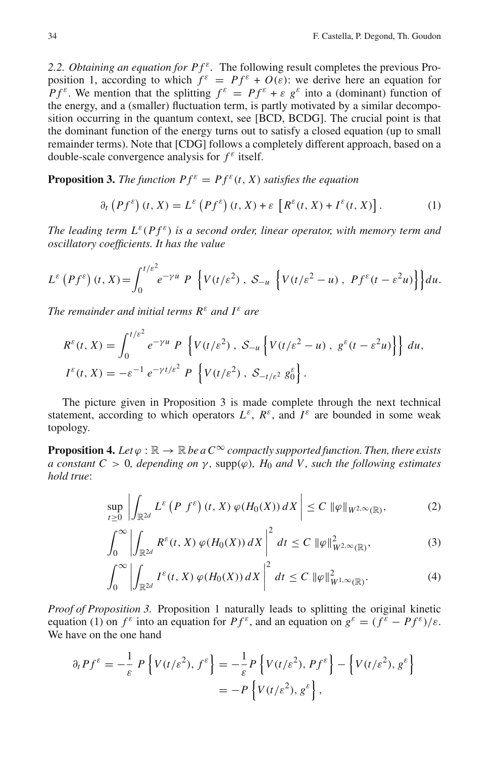*2.2. Obtaining an equation for $Pf^\varepsilon$.* The following result completes the previous Proposition 1, according to which $f^\varepsilon = Pf^\varepsilon + O(\varepsilon)$: we derive here an equation for $Pf^\varepsilon$. We mention that the splitting $f^\varepsilon = Pf^\varepsilon + \varepsilon\, g^\varepsilon$ into a (dominant) function of the energy, and a (smaller) fluctuation term, is partly motivated by a similar decomposition occurring in the quantum context, see [BCD, BCDG]. The crucial point is that the dominant function of the energy turns out to satisfy a closed equation (up to small remainder terms). Note that [CDG] follows a completely different approach, based on a double-scale convergence analysis for $f^\varepsilon$ itself.

**Proposition 3.** *The function $Pf^\varepsilon = Pf^\varepsilon(t, X)$ satisfies the equation*

$$\partial_t \left(Pf^\varepsilon\right)(t, X) = L^\varepsilon \left(Pf^\varepsilon\right)(t, X) + \varepsilon \left[R^\varepsilon(t, X) + I^\varepsilon(t, X)\right]. \tag{1}$$

*The leading term $L^\varepsilon(Pf^\varepsilon)$ is a second order, linear operator, with memory term and oscillatory coefficients. It has the value*

$$L^\varepsilon \left(Pf^\varepsilon\right)(t, X) = \int_0^{t/\varepsilon^2} e^{-\gamma u}\, P\, \left\{V(t/\varepsilon^2)\, ,\, \mathcal{S}_{-u} \left\{V(t/\varepsilon^2 - u)\, ,\, Pf^\varepsilon(t - \varepsilon^2 u)\right\}\right\} du.$$

*The remainder and initial terms $R^\varepsilon$ and $I^\varepsilon$ are*

$$R^\varepsilon(t, X) = \int_0^{t/\varepsilon^2} e^{-\gamma u}\, P\, \left\{V(t/\varepsilon^2)\, ,\, \mathcal{S}_{-u} \left\{V(t/\varepsilon^2 - u)\, ,\, g^\varepsilon(t - \varepsilon^2 u)\right\}\right\} du,$$

$$I^\varepsilon(t, X) = -\varepsilon^{-1}\, e^{-\gamma t/\varepsilon^2}\, P\, \left\{V(t/\varepsilon^2)\, ,\, \mathcal{S}_{-t/\varepsilon^2}\, g_0^\varepsilon\right\}.$$

The picture given in Proposition 3 is made complete through the next technical statement, according to which operators $L^\varepsilon$, $R^\varepsilon$, and $I^\varepsilon$ are bounded in some weak topology.

**Proposition 4.** *Let $\varphi : \mathbb{R} \to \mathbb{R}$ be a $C^\infty$ compactly supported function. Then, there exists a constant $C > 0$, depending on $\gamma$, $\mathrm{supp}(\varphi)$, $H_0$ and $V$, such the following estimates hold true*:

$$\sup_{t \geq 0} \left| \int_{\mathbb{R}^{2d}} L^\varepsilon \left(P\ f^\varepsilon\right)(t, X)\, \varphi(H_0(X))\, dX \right| \leq C\, \|\varphi\|_{W^{2,\infty}(\mathbb{R})}, \tag{2}$$

$$\int_0^\infty \left| \int_{\mathbb{R}^{2d}} R^\varepsilon(t, X)\, \varphi(H_0(X))\, dX \right|^2 dt \leq C\, \|\varphi\|^2_{W^{2,\infty}(\mathbb{R})}, \tag{3}$$

$$\int_0^\infty \left| \int_{\mathbb{R}^{2d}} I^\varepsilon(t, X)\, \varphi(H_0(X))\, dX \right|^2 dt \leq C\, \|\varphi\|^2_{W^{1,\infty}(\mathbb{R})}. \tag{4}$$

*Proof of Proposition 3.* Proposition 1 naturally leads to splitting the original kinetic equation (1) on $f^\varepsilon$ into an equation for $Pf^\varepsilon$, and an equation on $g^\varepsilon = (f^\varepsilon - Pf^\varepsilon)/\varepsilon$. We have on the one hand

$$\begin{aligned}
\partial_t Pf^\varepsilon = -\frac{1}{\varepsilon}\, P \left\{V(t/\varepsilon^2), f^\varepsilon\right\} &= -\frac{1}{\varepsilon} P \left\{V(t/\varepsilon^2), Pf^\varepsilon\right\} - \left\{V(t/\varepsilon^2), g^\varepsilon\right\} \\
&= -P \left\{V(t/\varepsilon^2), g^\varepsilon\right\},
\end{aligned}$$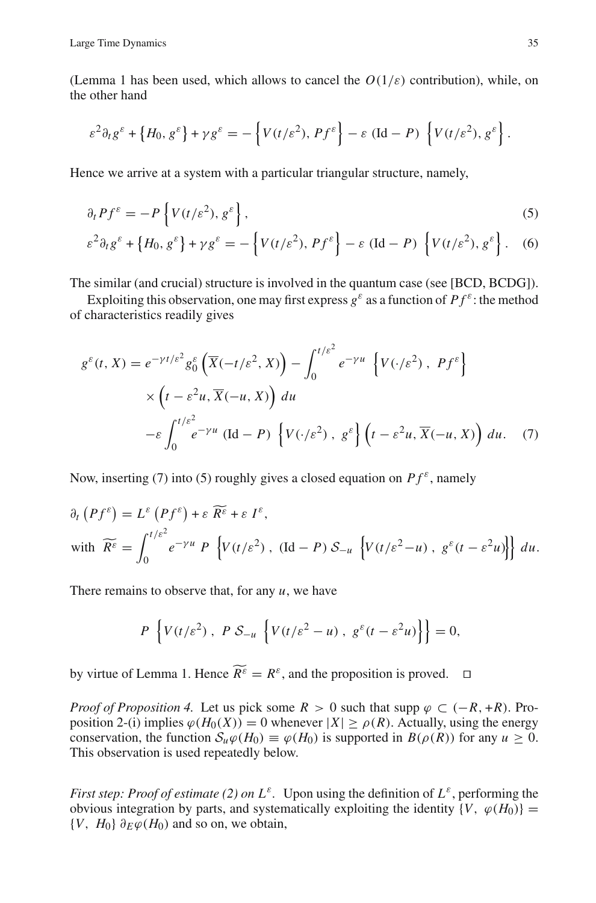(Lemma 1 has been used, which allows to cancel the $O(1/\varepsilon)$ contribution), while, on the other hand

$$
\varepsilon^2 \partial_t g^\varepsilon + \left\{H_0, g^\varepsilon\right\} + \gamma g^\varepsilon = -\left\{V(t/\varepsilon^2), Pf^\varepsilon\right\} - \varepsilon \ (\mathrm{Id} - P) \ \left\{V(t/\varepsilon^2), g^\varepsilon\right\}.
$$

Hence we arrive at a system with a particular triangular structure, namely,

$$
\partial_t P f^\varepsilon = -P \left\{V(t/\varepsilon^2), g^\varepsilon\right\}, \tag{5}
$$

$$
\varepsilon^2 \partial_t g^\varepsilon + \left\{H_0, g^\varepsilon\right\} + \gamma g^\varepsilon = -\left\{V(t/\varepsilon^2), Pf^\varepsilon\right\} - \varepsilon \ (\mathrm{Id} - P) \ \left\{V(t/\varepsilon^2), g^\varepsilon\right\}. \tag{6}
$$

The similar (and crucial) structure is involved in the quantum case (see [BCD, BCDG]).

Exploiting this observation, one may first express $g^\varepsilon$ as a function of $Pf^\varepsilon$: the method of characteristics readily gives

$$
\begin{aligned}
g^\varepsilon(t, X) = {} & e^{-\gamma t/\varepsilon^2} g_0^\varepsilon \left(\overline{X}(-t/\varepsilon^2, X)\right) - \int_0^{t/\varepsilon^2} e^{-\gamma u} \ \left\{V(\cdot/\varepsilon^2) \ , \ Pf^\varepsilon\right\} \\
& \times \left(t - \varepsilon^2 u, \overline{X}(-u, X)\right) \, du \\
& -\varepsilon \int_0^{t/\varepsilon^2} e^{-\gamma u} \ (\mathrm{Id} - P) \ \left\{V(\cdot/\varepsilon^2) \ , \ g^\varepsilon\right\} \left(t - \varepsilon^2 u, \overline{X}(-u, X)\right) \, du.
\end{aligned} \tag{7}
$$

Now, inserting (7) into (5) roughly gives a closed equation on $Pf^\varepsilon$, namely

$$
\partial_t \left(Pf^\varepsilon\right) = L^\varepsilon \left(Pf^\varepsilon\right) + \varepsilon \ \widetilde{R^\varepsilon} + \varepsilon \ I^\varepsilon,
$$

$$
\text{with } \ \widetilde{R^\varepsilon} = \int_0^{t/\varepsilon^2} e^{-\gamma u} \ P \ \left\{V(t/\varepsilon^2) \ , \ (\mathrm{Id} - P) \, \mathcal{S}_{-u} \ \left\{V(t/\varepsilon^2 - u) \ , \ g^\varepsilon(t - \varepsilon^2 u)\right\}\right\} \, du.
$$

There remains to observe that, for any $u$, we have

$$
P \ \left\{V(t/\varepsilon^2) \ , \ P \, \mathcal{S}_{-u} \ \left\{V(t/\varepsilon^2 - u) \ , \ g^\varepsilon(t - \varepsilon^2 u)\right\}\right\} = 0,
$$

by virtue of Lemma 1. Hence $\widetilde{R^\varepsilon} = R^\varepsilon$, and the proposition is proved. $\square$

*Proof of Proposition 4.* Let us pick some $R > 0$ such that $\operatorname{supp} \varphi \subset (-R, +R)$. Proposition 2-(i) implies $\varphi(H_0(X)) = 0$ whenever $|X| \geq \rho(R)$. Actually, using the energy conservation, the function $\mathcal{S}_u \varphi(H_0) \equiv \varphi(H_0)$ is supported in $B(\rho(R))$ for any $u \geq 0$. This observation is used repeatedly below.

*First step: Proof of estimate (2) on $L^\varepsilon$.* Upon using the definition of $L^\varepsilon$, performing the obvious integration by parts, and systematically exploiting the identity $\{V, \ \varphi(H_0)\} = \{V, \ H_0\} \ \partial_E \varphi(H_0)$ and so on, we obtain,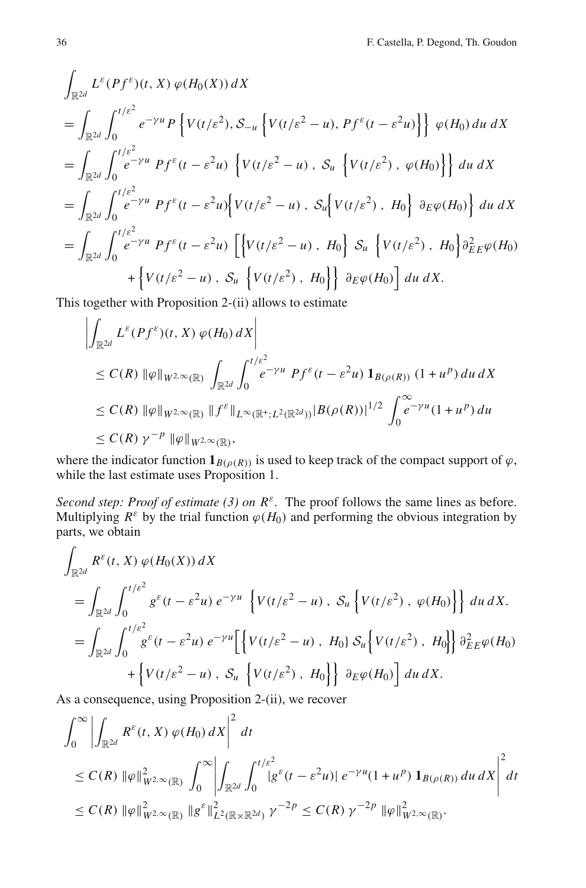$$
\begin{aligned}
&\int_{\mathbb{R}^{2d}} L^\varepsilon(Pf^\varepsilon)(t,X)\,\varphi(H_0(X))\,dX \\
&= \int_{\mathbb{R}^{2d}} \int_0^{t/\varepsilon^2} e^{-\gamma u} P\left\{V(t/\varepsilon^2), \mathcal{S}_{-u}\left\{V(t/\varepsilon^2-u), Pf^\varepsilon(t-\varepsilon^2 u)\right\}\right\}\,\varphi(H_0)\,du\,dX \\
&= \int_{\mathbb{R}^{2d}} \int_0^{t/\varepsilon^2} e^{-\gamma u}\, Pf^\varepsilon(t-\varepsilon^2 u)\,\left\{V(t/\varepsilon^2-u)\,,\, \mathcal{S}_u\,\left\{V(t/\varepsilon^2)\,,\,\varphi(H_0)\right\}\right\}\,du\,dX \\
&= \int_{\mathbb{R}^{2d}} \int_0^{t/\varepsilon^2} e^{-\gamma u}\, Pf^\varepsilon(t-\varepsilon^2 u)\left\{V(t/\varepsilon^2-u)\,,\, \mathcal{S}_u\left\{V(t/\varepsilon^2)\,,\,H_0\right\}\,\partial_E\varphi(H_0)\right\}\,du\,dX \\
&= \int_{\mathbb{R}^{2d}} \int_0^{t/\varepsilon^2} e^{-\gamma u}\, Pf^\varepsilon(t-\varepsilon^2 u)\,\Big[\left\{V(t/\varepsilon^2-u)\,,\,H_0\right\}\,\mathcal{S}_u\,\left\{V(t/\varepsilon^2)\,,\,H_0\right\}\partial^2_{EE}\varphi(H_0) \\
&\qquad + \left\{V(t/\varepsilon^2-u)\,,\,\mathcal{S}_u\,\left\{V(t/\varepsilon^2)\,,\,H_0\right\}\right\}\,\partial_E\varphi(H_0)\Big]\,du\,dX.
\end{aligned}
$$

This together with Proposition 2-(ii) allows to estimate

$$
\begin{aligned}
&\left|\int_{\mathbb{R}^{2d}} L^\varepsilon(Pf^\varepsilon)(t,X)\,\varphi(H_0)\,dX\right| \\
&\le C(R)\,\|\varphi\|_{W^{2,\infty}(\mathbb{R})}\,\int_{\mathbb{R}^{2d}}\int_0^{t/\varepsilon^2} e^{-\gamma u}\, Pf^\varepsilon(t-\varepsilon^2 u)\,\mathbf{1}_{B(\rho(R))}\,(1+u^p)\,du\,dX \\
&\le C(R)\,\|\varphi\|_{W^{2,\infty}(\mathbb{R})}\,\|f^\varepsilon\|_{L^\infty(\mathbb{R}^+;L^2(\mathbb{R}^{2d}))}|B(\rho(R))|^{1/2}\,\int_0^\infty e^{-\gamma u}(1+u^p)\,du \\
&\le C(R)\,\gamma^{-p}\,\|\varphi\|_{W^{2,\infty}(\mathbb{R})},
\end{aligned}
$$

where the indicator function $\mathbf{1}_{B(\rho(R))}$ is used to keep track of the compact support of $\varphi$, while the last estimate uses Proposition 1.

*Second step: Proof of estimate (3) on $R^\varepsilon$.* The proof follows the same lines as before. Multiplying $R^\varepsilon$ by the trial function $\varphi(H_0)$ and performing the obvious integration by parts, we obtain

$$
\begin{aligned}
&\int_{\mathbb{R}^{2d}} R^\varepsilon(t,X)\,\varphi(H_0(X))\,dX \\
&= \int_{\mathbb{R}^{2d}}\int_0^{t/\varepsilon^2} g^\varepsilon(t-\varepsilon^2 u)\,e^{-\gamma u}\,\left\{V(t/\varepsilon^2-u)\,,\,\mathcal{S}_u\left\{V(t/\varepsilon^2)\,,\,\varphi(H_0)\right\}\right\}\,du\,dX. \\
&= \int_{\mathbb{R}^{2d}}\int_0^{t/\varepsilon^2} g^\varepsilon(t-\varepsilon^2 u)\,e^{-\gamma u}\Big[\left\{V(t/\varepsilon^2-u)\,,\,H_0\right\}\mathcal{S}_u\left\{V(t/\varepsilon^2)\,,\,H_0\right\}\,\partial^2_{EE}\varphi(H_0) \\
&\qquad + \left\{V(t/\varepsilon^2-u)\,,\,\mathcal{S}_u\,\left\{V(t/\varepsilon^2)\,,\,H_0\right\}\right\}\,\partial_E\varphi(H_0)\Big]\,du\,dX.
\end{aligned}
$$

As a consequence, using Proposition 2-(ii), we recover

$$
\begin{aligned}
&\int_0^\infty \left|\int_{\mathbb{R}^{2d}} R^\varepsilon(t,X)\,\varphi(H_0)\,dX\right|^2\,dt \\
&\le C(R)\,\|\varphi\|^2_{W^{2,\infty}(\mathbb{R})}\,\int_0^\infty\left|\int_{\mathbb{R}^{2d}}\int_0^{t/\varepsilon^2}|g^\varepsilon(t-\varepsilon^2 u)|\,e^{-\gamma u}(1+u^p)\,\mathbf{1}_{B(\rho(R))}\,du\,dX\right|^2 dt \\
&\le C(R)\,\|\varphi\|^2_{W^{2,\infty}(\mathbb{R})}\,\|g^\varepsilon\|^2_{L^2(\mathbb{R}\times\mathbb{R}^{2d})}\,\gamma^{-2p} \le C(R)\,\gamma^{-2p}\,\|\varphi\|^2_{W^{2,\infty}(\mathbb{R})}.
\end{aligned}
$$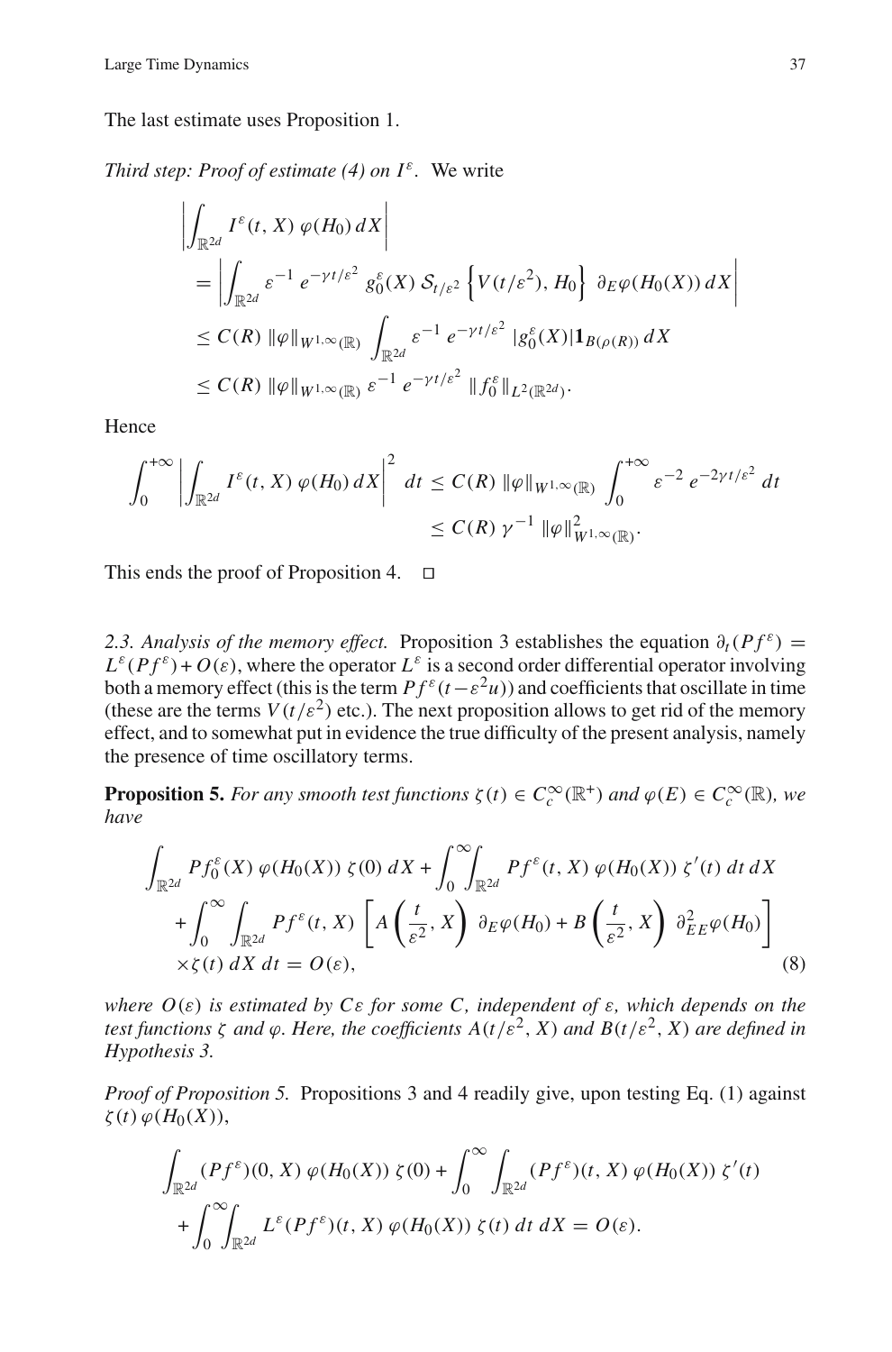The last estimate uses Proposition 1.

*Third step: Proof of estimate (4) on $I^\varepsilon$.* We write

$$
\begin{aligned}
&\left| \int_{\mathbb{R}^{2d}} I^\varepsilon(t, X)\, \varphi(H_0)\, dX \right| \\
&= \left| \int_{\mathbb{R}^{2d}} \varepsilon^{-1}\, e^{-\gamma t/\varepsilon^2}\, g_0^\varepsilon(X)\, \mathcal{S}_{t/\varepsilon^2} \left\{ V(t/\varepsilon^2), H_0 \right\}\, \partial_E \varphi(H_0(X))\, dX \right| \\
&\leq C(R)\, \|\varphi\|_{W^{1,\infty}(\mathbb{R})} \int_{\mathbb{R}^{2d}} \varepsilon^{-1}\, e^{-\gamma t/\varepsilon^2}\, |g_0^\varepsilon(X)| \mathbf{1}_{B(\rho(R))}\, dX \\
&\leq C(R)\, \|\varphi\|_{W^{1,\infty}(\mathbb{R})}\, \varepsilon^{-1}\, e^{-\gamma t/\varepsilon^2}\, \|f_0^\varepsilon\|_{L^2(\mathbb{R}^{2d})}.
\end{aligned}
$$

Hence

$$
\begin{aligned}
\int_0^{+\infty} \left| \int_{\mathbb{R}^{2d}} I^\varepsilon(t, X)\, \varphi(H_0)\, dX \right|^2 dt &\leq C(R)\, \|\varphi\|_{W^{1,\infty}(\mathbb{R})} \int_0^{+\infty} \varepsilon^{-2}\, e^{-2\gamma t/\varepsilon^2}\, dt \\
&\leq C(R)\, \gamma^{-1}\, \|\varphi\|^2_{W^{1,\infty}(\mathbb{R})}.
\end{aligned}
$$

This ends the proof of Proposition 4. $\square$

*2.3. Analysis of the memory effect.* Proposition 3 establishes the equation $\partial_t(Pf^\varepsilon) = L^\varepsilon(Pf^\varepsilon) + O(\varepsilon)$, where the operator $L^\varepsilon$ is a second order differential operator involving both a memory effect (this is the term $Pf^\varepsilon(t - \varepsilon^2 u)$) and coefficients that oscillate in time (these are the terms $V(t/\varepsilon^2)$ etc.). The next proposition allows to get rid of the memory effect, and to somewhat put in evidence the true difficulty of the present analysis, namely the presence of time oscillatory terms.

**Proposition 5.** *For any smooth test functions $\zeta(t) \in C_c^\infty(\mathbb{R}^+)$ and $\varphi(E) \in C_c^\infty(\mathbb{R})$, we have*

$$
\begin{aligned}
&\int_{\mathbb{R}^{2d}} Pf_0^\varepsilon(X)\, \varphi(H_0(X))\, \zeta(0)\, dX + \int_0^\infty \int_{\mathbb{R}^{2d}} Pf^\varepsilon(t, X)\, \varphi(H_0(X))\, \zeta'(t)\, dt\, dX \\
&\quad + \int_0^\infty \int_{\mathbb{R}^{2d}} Pf^\varepsilon(t, X) \left[ A\left(\frac{t}{\varepsilon^2}, X\right) \partial_E \varphi(H_0) + B\left(\frac{t}{\varepsilon^2}, X\right) \partial^2_{EE} \varphi(H_0) \right] \\
&\quad \times \zeta(t)\, dX\, dt = O(\varepsilon),
\end{aligned} \tag{8}
$$

*where $O(\varepsilon)$ is estimated by $C\varepsilon$ for some $C$, independent of $\varepsilon$, which depends on the test functions $\zeta$ and $\varphi$. Here, the coefficients $A(t/\varepsilon^2, X)$ and $B(t/\varepsilon^2, X)$ are defined in Hypothesis 3.*

*Proof of Proposition 5.* Propositions 3 and 4 readily give, upon testing Eq. (1) against $\zeta(t)\, \varphi(H_0(X))$,

$$
\begin{aligned}
&\int_{\mathbb{R}^{2d}} (Pf^\varepsilon)(0, X)\, \varphi(H_0(X))\, \zeta(0) + \int_0^\infty \int_{\mathbb{R}^{2d}} (Pf^\varepsilon)(t, X)\, \varphi(H_0(X))\, \zeta'(t) \\
&\quad + \int_0^\infty \int_{\mathbb{R}^{2d}} L^\varepsilon(Pf^\varepsilon)(t, X)\, \varphi(H_0(X))\, \zeta(t)\, dt\, dX = O(\varepsilon).
\end{aligned}
$$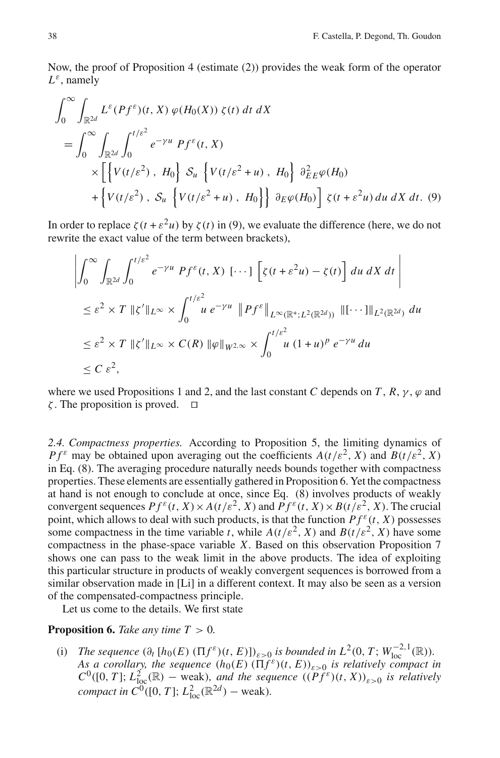Now, the proof of Proposition 4 (estimate (2)) provides the weak form of the operator $L^\varepsilon$, namely

$$
\begin{aligned}
&\int_0^\infty \int_{\mathbb{R}^{2d}} L^\varepsilon(Pf^\varepsilon)(t,X)\,\varphi(H_0(X))\,\zeta(t)\,dt\,dX \\
&= \int_0^\infty \int_{\mathbb{R}^{2d}} \int_0^{t/\varepsilon^2} e^{-\gamma u}\, Pf^\varepsilon(t,X) \\
&\quad \times \Big[ \Big\{ V(t/\varepsilon^2)\,,\; H_0 \Big\}\; \mathcal{S}_u \; \Big\{ V(t/\varepsilon^2+u)\,,\; H_0 \Big\}\; \partial^2_{EE}\varphi(H_0) \\
&\quad + \Big\{ V(t/\varepsilon^2)\,,\; \mathcal{S}_u\; \Big\{ V(t/\varepsilon^2+u)\,,\; H_0 \Big\} \Big\}\; \partial_E \varphi(H_0) \Big]\; \zeta(t+\varepsilon^2 u)\,du\,dX\,dt. \quad (9)
\end{aligned}
$$

In order to replace $\zeta(t+\varepsilon^2 u)$ by $\zeta(t)$ in (9), we evaluate the difference (here, we do not rewrite the exact value of the term between brackets),

$$
\begin{aligned}
&\left| \int_0^\infty \int_{\mathbb{R}^{2d}} \int_0^{t/\varepsilon^2} e^{-\gamma u}\; Pf^\varepsilon(t,X)\; [\cdots]\; \Big[ \zeta(t+\varepsilon^2 u) - \zeta(t) \Big]\, du\, dX\, dt \right| \\
&\leq \varepsilon^2 \times T\, \|\zeta'\|_{L^\infty} \times \int_0^{t/\varepsilon^2} u\, e^{-\gamma u}\; \big\| Pf^\varepsilon \big\|_{L^\infty(\mathbb{R}^+;L^2(\mathbb{R}^{2d}))}\; \|[\cdots]\|_{L^2(\mathbb{R}^{2d})}\, du \\
&\leq \varepsilon^2 \times T\, \|\zeta'\|_{L^\infty} \times C(R)\, \|\varphi\|_{W^{2,\infty}} \times \int_0^{t/\varepsilon^2} u\,(1+u)^p\, e^{-\gamma u}\, du \\
&\leq C\,\varepsilon^2,
\end{aligned}
$$

where we used Propositions 1 and 2, and the last constant $C$ depends on $T$, $R$, $\gamma$, $\varphi$ and $\zeta$. The proposition is proved. $\square$

*2.4. Compactness properties.* According to Proposition 5, the limiting dynamics of $Pf^\varepsilon$ may be obtained upon averaging out the coefficients $A(t/\varepsilon^2, X)$ and $B(t/\varepsilon^2, X)$ in Eq. (8). The averaging procedure naturally needs bounds together with compactness properties. These elements are essentially gathered in Proposition 6. Yet the compactness at hand is not enough to conclude at once, since Eq. (8) involves products of weakly convergent sequences $Pf^\varepsilon(t,X) \times A(t/\varepsilon^2, X)$ and $Pf^\varepsilon(t,X) \times B(t/\varepsilon^2, X)$. The crucial point, which allows to deal with such products, is that the function $Pf^\varepsilon(t,X)$ possesses some compactness in the time variable $t$, while $A(t/\varepsilon^2, X)$ and $B(t/\varepsilon^2, X)$ have some compactness in the phase-space variable $X$. Based on this observation Proposition 7 shows one can pass to the weak limit in the above products. The idea of exploiting this particular structure in products of weakly convergent sequences is borrowed from a similar observation made in [Li] in a different context. It may also be seen as a version of the compensated-compactness principle.

Let us come to the details. We first state

**Proposition 6.** *Take any time $T > 0$.*

(i) *The sequence $(\partial_t\, [h_0(E)\,(\Pi f^\varepsilon)(t,E)])_{\varepsilon>0}$ is bounded in $L^2(0,T; W^{-2,1}_{\mathrm{loc}}(\mathbb{R}))$. As a corollary, the sequence $(h_0(E)\,(\Pi f^\varepsilon)(t,E))_{\varepsilon>0}$ is relatively compact in $C^0([0,T]; L^2_{\mathrm{loc}}(\mathbb{R}) - \text{weak})$, and the sequence $((Pf^\varepsilon)(t,X))_{\varepsilon>0}$ is relatively compact in $C^0([0,T]; L^2_{\mathrm{loc}}(\mathbb{R}^{2d}) - \text{weak})$.*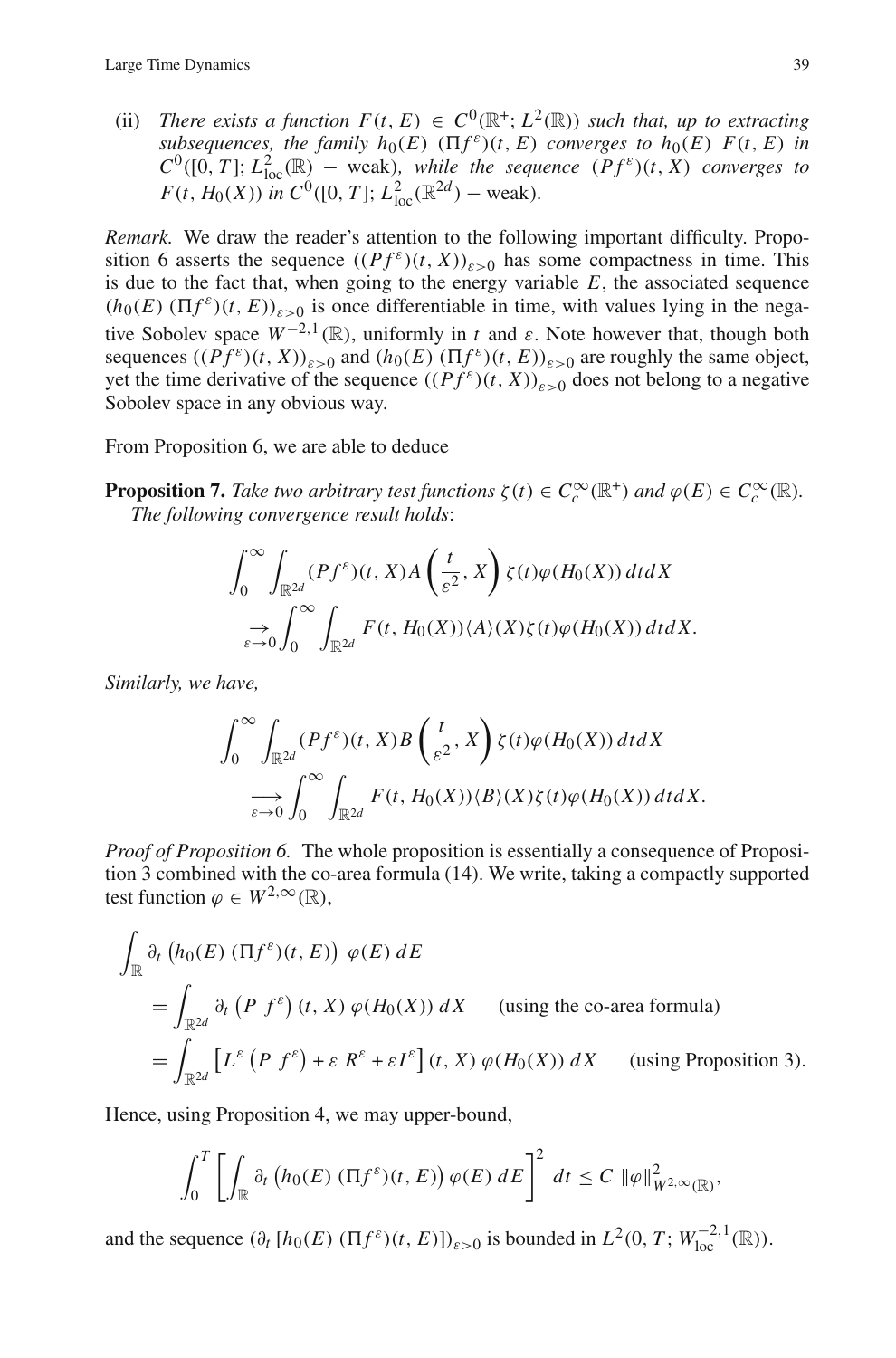(ii) *There exists a function $F(t, E) \in C^0(\mathbb{R}^+; L^2(\mathbb{R}))$ such that, up to extracting subsequences, the family $h_0(E)\ (\Pi f^\varepsilon)(t, E)$ converges to $h_0(E)\ F(t, E)$ in $C^0([0, T]; L^2_{\text{loc}}(\mathbb{R}) - \text{weak})$, while the sequence $(P f^\varepsilon)(t, X)$ converges to $F(t, H_0(X))$ in $C^0([0, T]; L^2_{\text{loc}}(\mathbb{R}^{2d}) - \text{weak})$.*

*Remark.* We draw the reader's attention to the following important difficulty. Proposition 6 asserts the sequence $((P f^\varepsilon)(t, X))_{\varepsilon>0}$ has some compactness in time. This is due to the fact that, when going to the energy variable $E$, the associated sequence $(h_0(E)\ (\Pi f^\varepsilon)(t, E))_{\varepsilon>0}$ is once differentiable in time, with values lying in the negative Sobolev space $W^{-2,1}(\mathbb{R})$, uniformly in $t$ and $\varepsilon$. Note however that, though both sequences $((P f^\varepsilon)(t, X))_{\varepsilon>0}$ and $(h_0(E)\ (\Pi f^\varepsilon)(t, E))_{\varepsilon>0}$ are roughly the same object, yet the time derivative of the sequence $((P f^\varepsilon)(t, X))_{\varepsilon>0}$ does not belong to a negative Sobolev space in any obvious way.

From Proposition 6, we are able to deduce

**Proposition 7.** *Take two arbitrary test functions $\zeta(t) \in C_c^\infty(\mathbb{R}^+)$ and $\varphi(E) \in C_c^\infty(\mathbb{R})$. The following convergence result holds*:

$$
\int_0^\infty \int_{\mathbb{R}^{2d}} (P f^\varepsilon)(t, X) A\left(\frac{t}{\varepsilon^2}, X\right) \zeta(t) \varphi(H_0(X))\, dt dX
$$
$$
\underset{\varepsilon \to 0}{\to} \int_0^\infty \int_{\mathbb{R}^{2d}} F(t, H_0(X)) \langle A \rangle (X) \zeta(t) \varphi(H_0(X))\, dt dX.
$$

*Similarly, we have,*

$$
\int_0^\infty \int_{\mathbb{R}^{2d}} (P f^\varepsilon)(t, X) B\left(\frac{t}{\varepsilon^2}, X\right) \zeta(t) \varphi(H_0(X))\, dt dX
$$
$$
\underset{\varepsilon \to 0}{\longrightarrow} \int_0^\infty \int_{\mathbb{R}^{2d}} F(t, H_0(X)) \langle B \rangle (X) \zeta(t) \varphi(H_0(X))\, dt dX.
$$

*Proof of Proposition 6.* The whole proposition is essentially a consequence of Proposition 3 combined with the co-area formula (14). We write, taking a compactly supported test function $\varphi \in W^{2,\infty}(\mathbb{R})$,

$$
\begin{aligned}
\int_{\mathbb{R}} \partial_t \left( h_0(E)\ (\Pi f^\varepsilon)(t, E) \right)\ \varphi(E)\, dE
&= \int_{\mathbb{R}^{2d}} \partial_t \left( P\ f^\varepsilon \right)(t, X)\ \varphi(H_0(X))\, dX \qquad \text{(using the co-area formula)} \\
&= \int_{\mathbb{R}^{2d}} \left[ L^\varepsilon \left( P\ f^\varepsilon \right) + \varepsilon\ R^\varepsilon + \varepsilon I^\varepsilon \right](t, X)\ \varphi(H_0(X))\, dX \qquad \text{(using Proposition 3).}
\end{aligned}
$$

Hence, using Proposition 4, we may upper-bound,

$$
\int_0^T \left[ \int_{\mathbb{R}} \partial_t \left( h_0(E)\ (\Pi f^\varepsilon)(t, E) \right) \varphi(E)\, dE \right]^2 dt \le C\ \|\varphi\|^2_{W^{2,\infty}(\mathbb{R})},
$$

and the sequence $(\partial_t\ [h_0(E)\ (\Pi f^\varepsilon)(t, E)])_{\varepsilon>0}$ is bounded in $L^2(0, T; W^{-2,1}_{\text{loc}}(\mathbb{R}))$.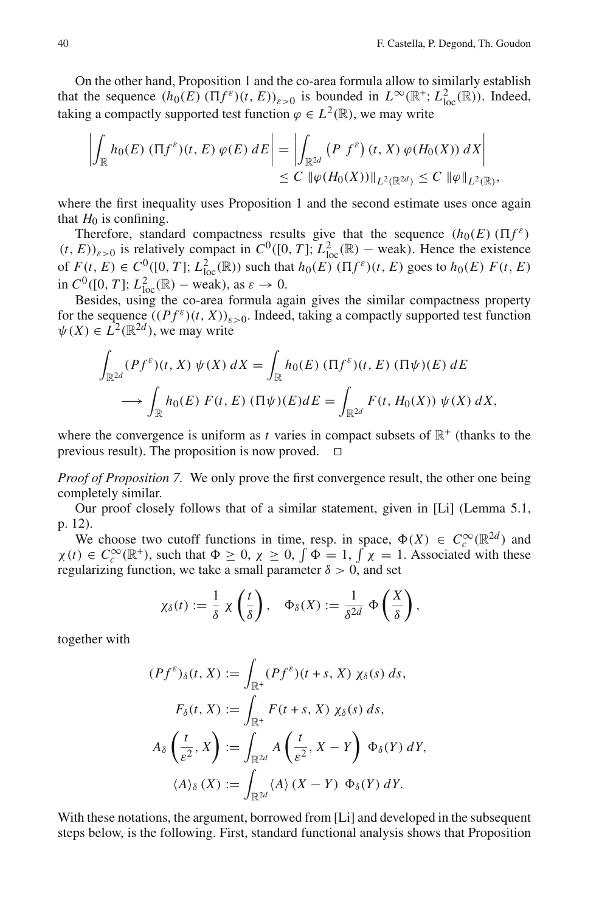On the other hand, Proposition 1 and the co-area formula allow to similarly establish that the sequence $(h_0(E)\,(\Pi f^\varepsilon)(t,E))_{\varepsilon>0}$ is bounded in $L^\infty(\mathbb{R}^+; L^2_{\rm loc}(\mathbb{R}))$. Indeed, taking a compactly supported test function $\varphi \in L^2(\mathbb{R})$, we may write

$$\left| \int_{\mathbb{R}} h_0(E)\,(\Pi f^\varepsilon)(t,E)\,\varphi(E)\,dE \right| = \left| \int_{\mathbb{R}^{2d}} \left(P\ f^\varepsilon\right)(t,X)\,\varphi(H_0(X))\,dX \right|$$
$$\leq C\,\|\varphi(H_0(X))\|_{L^2(\mathbb{R}^{2d})} \leq C\,\|\varphi\|_{L^2(\mathbb{R})},$$

where the first inequality uses Proposition 1 and the second estimate uses once again that $H_0$ is confining.

Therefore, standard compactness results give that the sequence $(h_0(E)\,(\Pi f^\varepsilon)(t,E))_{\varepsilon>0}$ is relatively compact in $C^0([0,T]; L^2_{\rm loc}(\mathbb{R}) - \text{weak})$. Hence the existence of $F(t,E) \in C^0([0,T]; L^2_{\rm loc}(\mathbb{R}))$ such that $h_0(E)\,(\Pi f^\varepsilon)(t,E)$ goes to $h_0(E)\,F(t,E)$ in $C^0([0,T]; L^2_{\rm loc}(\mathbb{R}) - \text{weak})$, as $\varepsilon \to 0$.

Besides, using the co-area formula again gives the similar compactness property for the sequence $((Pf^\varepsilon)(t,X))_{\varepsilon>0}$. Indeed, taking a compactly supported test function $\psi(X) \in L^2(\mathbb{R}^{2d})$, we may write

$$\int_{\mathbb{R}^{2d}} (Pf^\varepsilon)(t,X)\,\psi(X)\,dX = \int_{\mathbb{R}} h_0(E)\,(\Pi f^\varepsilon)(t,E)\,(\Pi\psi)(E)\,dE$$
$$\longrightarrow \int_{\mathbb{R}} h_0(E)\,F(t,E)\,(\Pi\psi)(E)dE = \int_{\mathbb{R}^{2d}} F(t,H_0(X))\,\psi(X)\,dX,$$

where the convergence is uniform as $t$ varies in compact subsets of $\mathbb{R}^+$ (thanks to the previous result). The proposition is now proved. $\square$

*Proof of Proposition 7.* We only prove the first convergence result, the other one being completely similar.

Our proof closely follows that of a similar statement, given in [Li] (Lemma 5.1, p. 12).

We choose two cutoff functions in time, resp. in space, $\Phi(X) \in C_c^\infty(\mathbb{R}^{2d})$ and $\chi(t) \in C_c^\infty(\mathbb{R}^+)$, such that $\Phi \geq 0$, $\chi \geq 0$, $\int \Phi = 1$, $\int \chi = 1$. Associated with these regularizing function, we take a small parameter $\delta > 0$, and set

$$\chi_\delta(t) := \frac{1}{\delta}\,\chi\left(\frac{t}{\delta}\right), \quad \Phi_\delta(X) := \frac{1}{\delta^{2d}}\,\Phi\left(\frac{X}{\delta}\right),$$

together with

$$(Pf^\varepsilon)_\delta(t,X) := \int_{\mathbb{R}^+} (Pf^\varepsilon)(t+s,X)\,\chi_\delta(s)\,ds,$$
$$F_\delta(t,X) := \int_{\mathbb{R}^+} F(t+s,X)\,\chi_\delta(s)\,ds,$$
$$A_\delta\left(\frac{t}{\varepsilon^2}, X\right) := \int_{\mathbb{R}^{2d}} A\left(\frac{t}{\varepsilon^2}, X-Y\right)\,\Phi_\delta(Y)\,dY,$$
$$\langle A\rangle_\delta\,(X) := \int_{\mathbb{R}^{2d}} \langle A\rangle\,(X-Y)\,\Phi_\delta(Y)\,dY.$$

With these notations, the argument, borrowed from [Li] and developed in the subsequent steps below, is the following. First, standard functional analysis shows that Proposition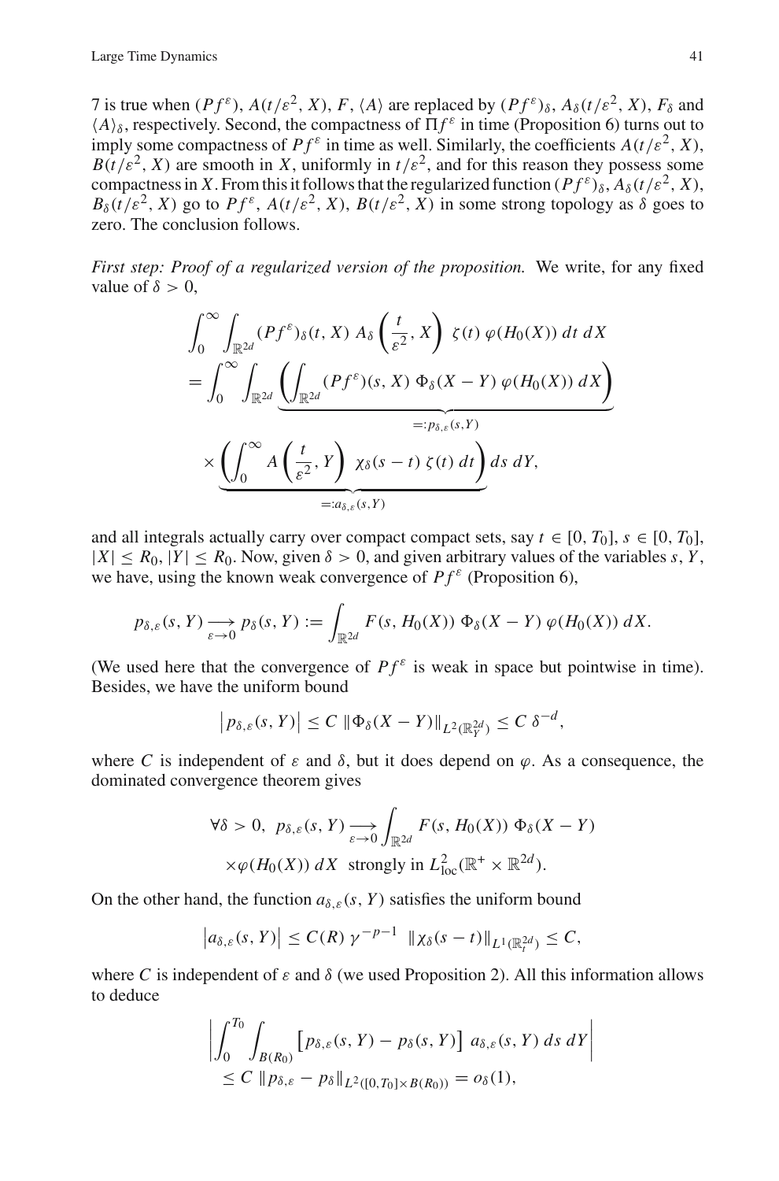7 is true when $(Pf^\varepsilon)$, $A(t/\varepsilon^2, X)$, $F$, $\langle A\rangle$ are replaced by $(Pf^\varepsilon)_\delta$, $A_\delta(t/\varepsilon^2, X)$, $F_\delta$ and $\langle A\rangle_\delta$, respectively. Second, the compactness of $\Pi f^\varepsilon$ in time (Proposition 6) turns out to imply some compactness of $Pf^\varepsilon$ in time as well. Similarly, the coefficients $A(t/\varepsilon^2, X)$, $B(t/\varepsilon^2, X)$ are smooth in $X$, uniformly in $t/\varepsilon^2$, and for this reason they possess some compactness in $X$. From this it follows that the regularized function $(Pf^\varepsilon)_\delta$, $A_\delta(t/\varepsilon^2, X)$, $B_\delta(t/\varepsilon^2, X)$ go to $Pf^\varepsilon$, $A(t/\varepsilon^2, X)$, $B(t/\varepsilon^2, X)$ in some strong topology as $\delta$ goes to zero. The conclusion follows.

*First step: Proof of a regularized version of the proposition.* We write, for any fixed value of $\delta > 0$,

$$\int_0^\infty \int_{\mathbb{R}^{2d}} (Pf^\varepsilon)_\delta(t, X)\, A_\delta\left(\frac{t}{\varepsilon^2}, X\right)\, \zeta(t)\, \varphi(H_0(X))\, dt\, dX$$
$$= \int_0^\infty \int_{\mathbb{R}^{2d}} \underbrace{\left(\int_{\mathbb{R}^{2d}} (Pf^\varepsilon)(s, X)\, \Phi_\delta(X - Y)\, \varphi(H_0(X))\, dX\right)}_{=: p_{\delta,\varepsilon}(s,Y)}$$
$$\times \underbrace{\left(\int_0^\infty A\left(\frac{t}{\varepsilon^2}, Y\right)\, \chi_\delta(s - t)\, \zeta(t)\, dt\right)}_{=: a_{\delta,\varepsilon}(s,Y)} ds\, dY,$$

and all integrals actually carry over compact compact sets, say $t \in [0, T_0]$, $s \in [0, T_0]$, $|X| \le R_0$, $|Y| \le R_0$. Now, given $\delta > 0$, and given arbitrary values of the variables $s$, $Y$, we have, using the known weak convergence of $Pf^\varepsilon$ (Proposition 6),

$$p_{\delta,\varepsilon}(s, Y) \underset{\varepsilon\to 0}{\longrightarrow} p_\delta(s, Y) := \int_{\mathbb{R}^{2d}} F(s, H_0(X))\, \Phi_\delta(X - Y)\, \varphi(H_0(X))\, dX.$$

(We used here that the convergence of $Pf^\varepsilon$ is weak in space but pointwise in time). Besides, we have the uniform bound

$$\left|p_{\delta,\varepsilon}(s, Y)\right| \le C\, \|\Phi_\delta(X - Y)\|_{L^2(\mathbb{R}^{2d}_Y)} \le C\, \delta^{-d},$$

where $C$ is independent of $\varepsilon$ and $\delta$, but it does depend on $\varphi$. As a consequence, the dominated convergence theorem gives

$$\forall \delta > 0,\ p_{\delta,\varepsilon}(s, Y) \underset{\varepsilon\to 0}{\longrightarrow} \int_{\mathbb{R}^{2d}} F(s, H_0(X))\, \Phi_\delta(X - Y)$$
$$\times \varphi(H_0(X))\, dX \ \text{ strongly in } L^2_{\text{loc}}(\mathbb{R}^+ \times \mathbb{R}^{2d}).$$

On the other hand, the function $a_{\delta,\varepsilon}(s, Y)$ satisfies the uniform bound

$$\left|a_{\delta,\varepsilon}(s, Y)\right| \le C(R)\, \gamma^{-p-1}\ \|\chi_\delta(s - t)\|_{L^1(\mathbb{R}^{2d}_t)} \le C,$$

where $C$ is independent of $\varepsilon$ and $\delta$ (we used Proposition 2). All this information allows to deduce

$$\left|\int_0^{T_0} \int_{B(R_0)} \left[p_{\delta,\varepsilon}(s, Y) - p_\delta(s, Y)\right]\, a_{\delta,\varepsilon}(s, Y)\, ds\, dY\right|$$
$$\le C\, \|p_{\delta,\varepsilon} - p_\delta\|_{L^2([0,T_0]\times B(R_0))} = o_\delta(1),$$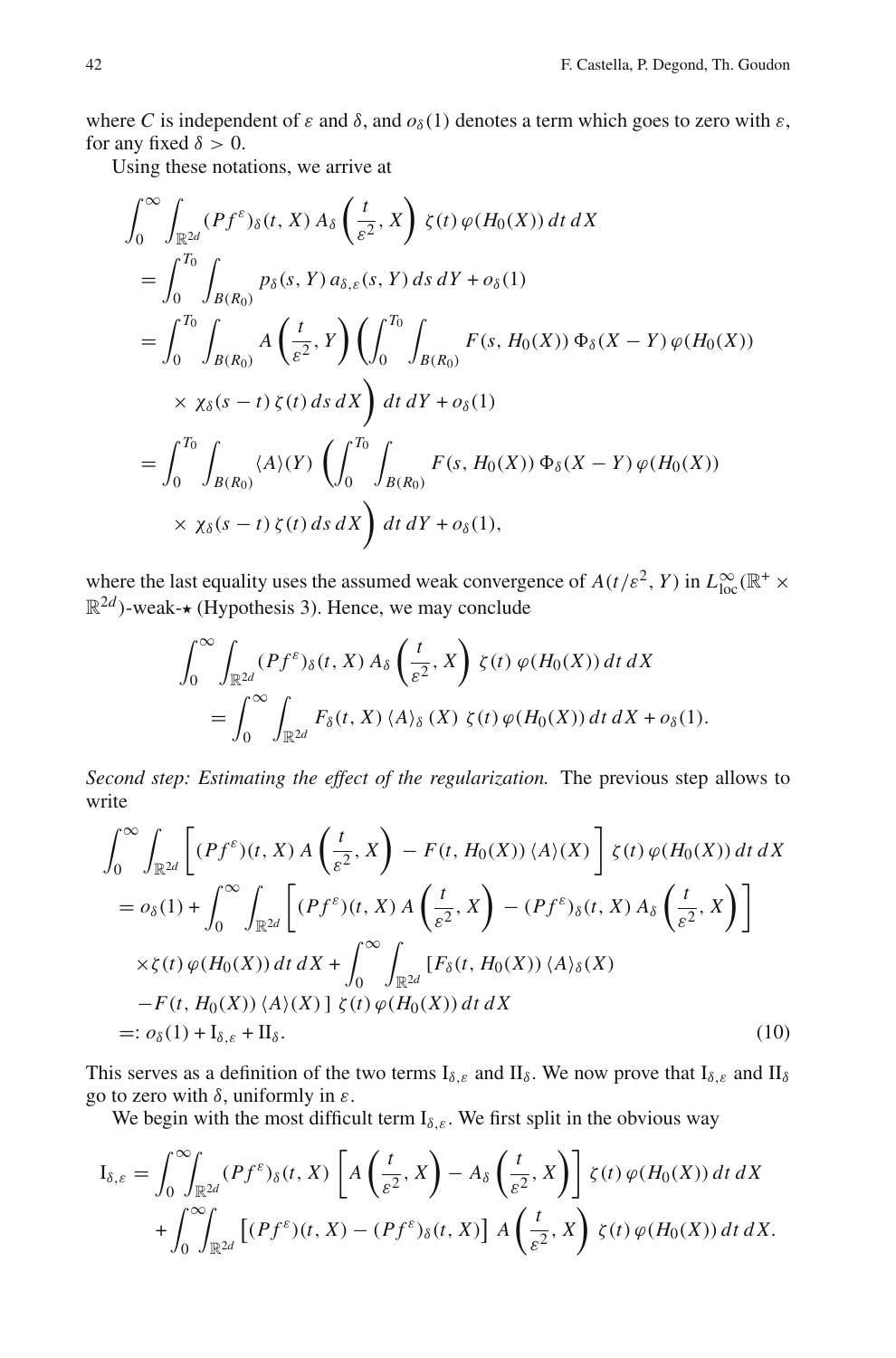where $C$ is independent of $\varepsilon$ and $\delta$, and $o_\delta(1)$ denotes a term which goes to zero with $\varepsilon$, for any fixed $\delta > 0$.

Using these notations, we arrive at

$$
\begin{aligned}
&\int_0^\infty \int_{\mathbb{R}^{2d}} (Pf^\varepsilon)_\delta(t,X)\, A_\delta\left(\frac{t}{\varepsilon^2}, X\right)\, \zeta(t)\, \varphi(H_0(X))\, dt\, dX \\
&= \int_0^{T_0} \int_{B(R_0)} p_\delta(s,Y)\, a_{\delta,\varepsilon}(s,Y)\, ds\, dY + o_\delta(1) \\
&= \int_0^{T_0} \int_{B(R_0)} A\left(\frac{t}{\varepsilon^2}, Y\right) \left( \int_0^{T_0} \int_{B(R_0)} F(s, H_0(X))\, \Phi_\delta(X-Y)\, \varphi(H_0(X)) \right. \\
&\qquad \times \left. \chi_\delta(s-t)\, \zeta(t)\, ds\, dX \right) dt\, dY + o_\delta(1) \\
&= \int_0^{T_0} \int_{B(R_0)} \langle A\rangle(Y) \left( \int_0^{T_0} \int_{B(R_0)} F(s, H_0(X))\, \Phi_\delta(X-Y)\, \varphi(H_0(X)) \right. \\
&\qquad \times \left. \chi_\delta(s-t)\, \zeta(t)\, ds\, dX \right) dt\, dY + o_\delta(1),
\end{aligned}
$$

where the last equality uses the assumed weak convergence of $A(t/\varepsilon^2, Y)$ in $L^\infty_{\mathrm{loc}}(\mathbb{R}^+ \times \mathbb{R}^{2d})$-weak-$\star$ (Hypothesis 3). Hence, we may conclude

$$
\begin{aligned}
&\int_0^\infty \int_{\mathbb{R}^{2d}} (Pf^\varepsilon)_\delta(t,X)\, A_\delta\left(\frac{t}{\varepsilon^2}, X\right)\, \zeta(t)\, \varphi(H_0(X))\, dt\, dX \\
&\qquad = \int_0^\infty \int_{\mathbb{R}^{2d}} F_\delta(t,X)\, \langle A\rangle_\delta(X)\, \zeta(t)\, \varphi(H_0(X))\, dt\, dX + o_\delta(1).
\end{aligned}
$$

*Second step: Estimating the effect of the regularization.* The previous step allows to write

$$
\begin{aligned}
&\int_0^\infty \int_{\mathbb{R}^{2d}} \left[ (Pf^\varepsilon)(t,X)\, A\left(\frac{t}{\varepsilon^2}, X\right) - F(t, H_0(X))\, \langle A\rangle(X) \right] \zeta(t)\, \varphi(H_0(X))\, dt\, dX \\
&= o_\delta(1) + \int_0^\infty \int_{\mathbb{R}^{2d}} \left[ (Pf^\varepsilon)(t,X)\, A\left(\frac{t}{\varepsilon^2}, X\right) - (Pf^\varepsilon)_\delta(t,X)\, A_\delta\left(\frac{t}{\varepsilon^2}, X\right) \right] \\
&\quad \times \zeta(t)\, \varphi(H_0(X))\, dt\, dX + \int_0^\infty \int_{\mathbb{R}^{2d}} [F_\delta(t, H_0(X))\, \langle A\rangle_\delta(X) \\
&\quad - F(t, H_0(X))\, \langle A\rangle(X)\,]\, \zeta(t)\, \varphi(H_0(X))\, dt\, dX \\
&=: o_\delta(1) + \mathrm{I}_{\delta,\varepsilon} + \mathrm{II}_\delta.
\end{aligned}
\tag{10}
$$

This serves as a definition of the two terms $\mathrm{I}_{\delta,\varepsilon}$ and $\mathrm{II}_\delta$. We now prove that $\mathrm{I}_{\delta,\varepsilon}$ and $\mathrm{II}_\delta$ go to zero with $\delta$, uniformly in $\varepsilon$.

We begin with the most difficult term $\mathrm{I}_{\delta,\varepsilon}$. We first split in the obvious way

$$
\begin{aligned}
\mathrm{I}_{\delta,\varepsilon} &= \int_0^\infty \int_{\mathbb{R}^{2d}} (Pf^\varepsilon)_\delta(t,X) \left[ A\left(\frac{t}{\varepsilon^2}, X\right) - A_\delta\left(\frac{t}{\varepsilon^2}, X\right) \right] \zeta(t)\, \varphi(H_0(X))\, dt\, dX \\
&\quad + \int_0^\infty \int_{\mathbb{R}^{2d}} \left[ (Pf^\varepsilon)(t,X) - (Pf^\varepsilon)_\delta(t,X) \right] A\left(\frac{t}{\varepsilon^2}, X\right)\, \zeta(t)\, \varphi(H_0(X))\, dt\, dX.
\end{aligned}
$$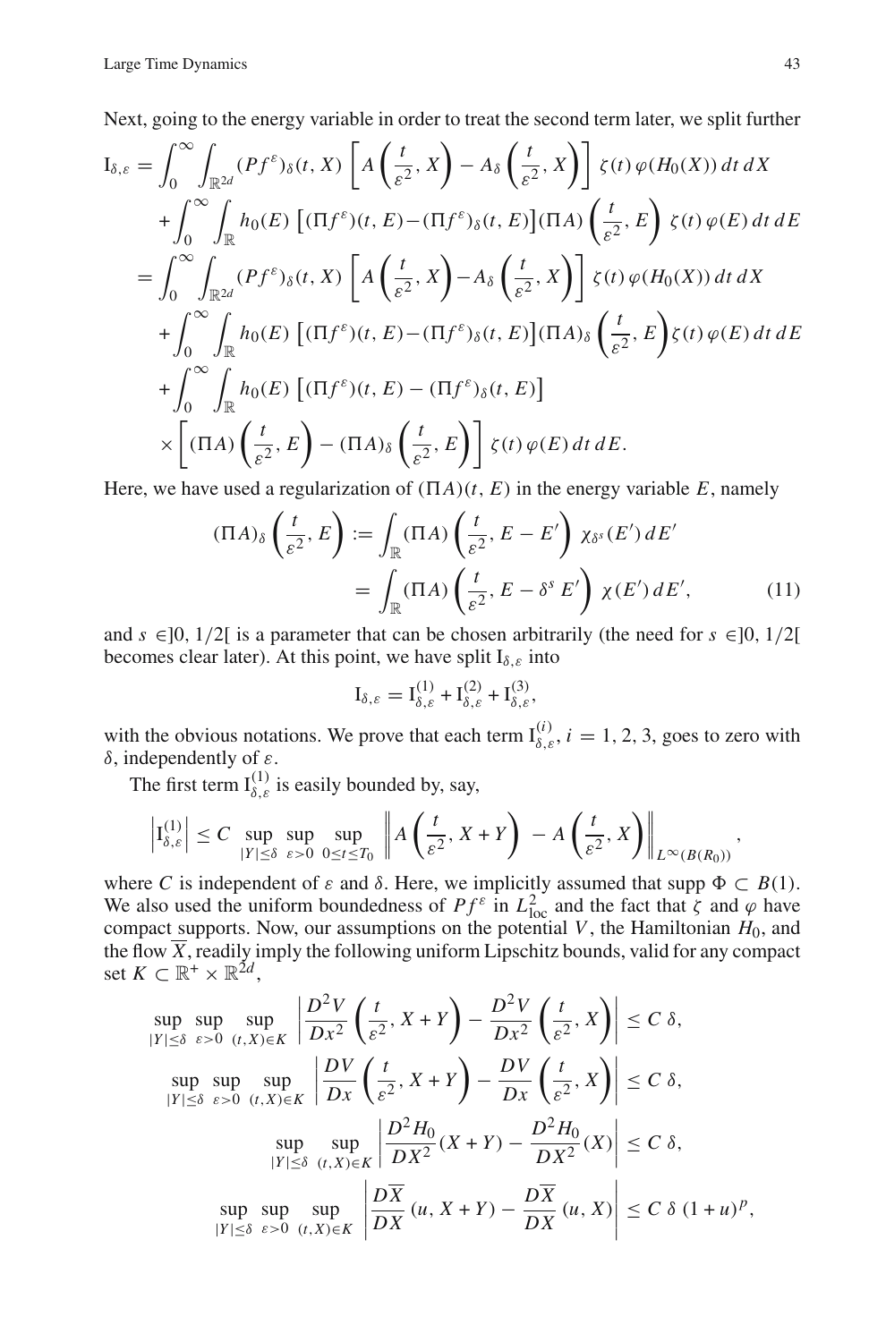Next, going to the energy variable in order to treat the second term later, we split further

$$
\begin{aligned}
\mathrm{I}_{\delta,\varepsilon} &= \int_0^\infty \int_{\mathbb{R}^{2d}} (Pf^\varepsilon)_\delta(t,X) \left[ A\left(\frac{t}{\varepsilon^2}, X\right) - A_\delta\left(\frac{t}{\varepsilon^2}, X\right)\right] \zeta(t)\, \varphi(H_0(X))\, dt\, dX \\
&\quad + \int_0^\infty \int_{\mathbb{R}} h_0(E) \left[ (\Pi f^\varepsilon)(t,E) - (\Pi f^\varepsilon)_\delta(t,E)\right] (\Pi A)\left(\frac{t}{\varepsilon^2}, E\right) \zeta(t)\, \varphi(E)\, dt\, dE \\
&= \int_0^\infty \int_{\mathbb{R}^{2d}} (Pf^\varepsilon)_\delta(t,X) \left[ A\left(\frac{t}{\varepsilon^2}, X\right) - A_\delta\left(\frac{t}{\varepsilon^2}, X\right)\right] \zeta(t)\, \varphi(H_0(X))\, dt\, dX \\
&\quad + \int_0^\infty \int_{\mathbb{R}} h_0(E) \left[ (\Pi f^\varepsilon)(t,E) - (\Pi f^\varepsilon)_\delta(t,E)\right] (\Pi A)_\delta\left(\frac{t}{\varepsilon^2}, E\right) \zeta(t)\, \varphi(E)\, dt\, dE \\
&\quad + \int_0^\infty \int_{\mathbb{R}} h_0(E) \left[ (\Pi f^\varepsilon)(t,E) - (\Pi f^\varepsilon)_\delta(t,E)\right] \\
&\quad \times \left[ (\Pi A)\left(\frac{t}{\varepsilon^2}, E\right) - (\Pi A)_\delta\left(\frac{t}{\varepsilon^2}, E\right)\right] \zeta(t)\, \varphi(E)\, dt\, dE.
\end{aligned}
$$

Here, we have used a regularization of $(\Pi A)(t, E)$ in the energy variable $E$, namely

$$
\begin{aligned}
(\Pi A)_\delta\left(\frac{t}{\varepsilon^2}, E\right) &:= \int_{\mathbb{R}} (\Pi A)\left(\frac{t}{\varepsilon^2}, E - E'\right) \chi_{\delta^s}(E')\, dE' \\
&= \int_{\mathbb{R}} (\Pi A)\left(\frac{t}{\varepsilon^2}, E - \delta^s E'\right) \chi(E')\, dE', \qquad (11)
\end{aligned}
$$

and $s \in ]0, 1/2[$ is a parameter that can be chosen arbitrarily (the need for $s \in ]0, 1/2[$ becomes clear later). At this point, we have split $\mathrm{I}_{\delta,\varepsilon}$ into

$$
\mathrm{I}_{\delta,\varepsilon} = \mathrm{I}^{(1)}_{\delta,\varepsilon} + \mathrm{I}^{(2)}_{\delta,\varepsilon} + \mathrm{I}^{(3)}_{\delta,\varepsilon},
$$

with the obvious notations. We prove that each term $\mathrm{I}^{(i)}_{\delta,\varepsilon}$, $i = 1, 2, 3$, goes to zero with $\delta$, independently of $\varepsilon$.

The first term $\mathrm{I}^{(1)}_{\delta,\varepsilon}$ is easily bounded by, say,

$$
\left| \mathrm{I}^{(1)}_{\delta,\varepsilon} \right| \leq C \sup_{|Y| \leq \delta} \sup_{\varepsilon > 0} \sup_{0 \leq t \leq T_0} \left\| A\left(\frac{t}{\varepsilon^2}, X + Y\right) - A\left(\frac{t}{\varepsilon^2}, X\right) \right\|_{L^\infty(B(R_0))},
$$

where $C$ is independent of $\varepsilon$ and $\delta$. Here, we implicitly assumed that $\operatorname{supp} \Phi \subset B(1)$. We also used the uniform boundedness of $Pf^\varepsilon$ in $L^2_{\mathrm{loc}}$ and the fact that $\zeta$ and $\varphi$ have compact supports. Now, our assumptions on the potential $V$, the Hamiltonian $H_0$, and the flow $\overline{X}$, readily imply the following uniform Lipschitz bounds, valid for any compact set $K \subset \mathbb{R}^+ \times \mathbb{R}^{2d}$,

$$
\sup_{|Y| \leq \delta} \sup_{\varepsilon > 0} \sup_{(t,X) \in K} \left| \frac{D^2 V}{Dx^2}\left(\frac{t}{\varepsilon^2}, X + Y\right) - \frac{D^2 V}{Dx^2}\left(\frac{t}{\varepsilon^2}, X\right) \right| \leq C\, \delta,
$$

$$
\sup_{|Y| \leq \delta} \sup_{\varepsilon > 0} \sup_{(t,X) \in K} \left| \frac{D V}{Dx}\left(\frac{t}{\varepsilon^2}, X + Y\right) - \frac{D V}{Dx}\left(\frac{t}{\varepsilon^2}, X\right) \right| \leq C\, \delta,
$$

$$
\sup_{|Y| \leq \delta} \sup_{(t,X) \in K} \left| \frac{D^2 H_0}{DX^2}(X + Y) - \frac{D^2 H_0}{DX^2}(X) \right| \leq C\, \delta,
$$

$$
\sup_{|Y| \leq \delta} \sup_{\varepsilon > 0} \sup_{(t,X) \in K} \left| \frac{D\overline{X}}{DX}(u, X + Y) - \frac{D\overline{X}}{DX}(u, X) \right| \leq C\, \delta\, (1 + u)^p,
$$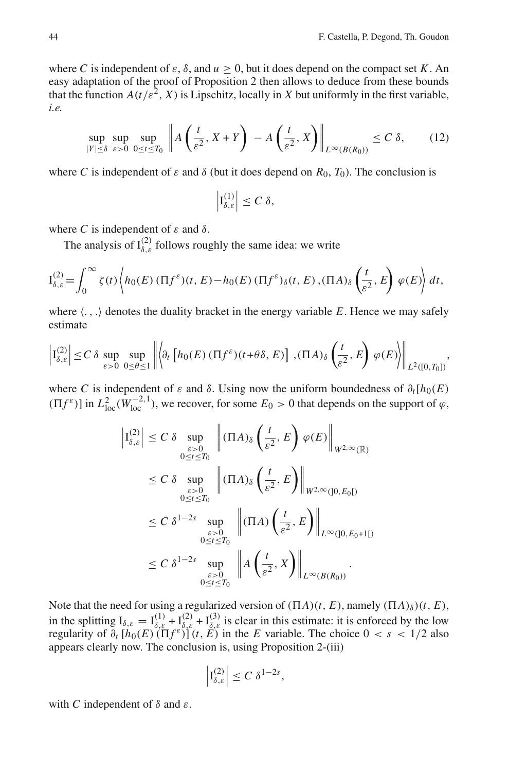where $C$ is independent of $\varepsilon$, $\delta$, and $u \geq 0$, but it does depend on the compact set $K$. An easy adaptation of the proof of Proposition 2 then allows to deduce from these bounds that the function $A(t/\varepsilon^2, X)$ is Lipschitz, locally in $X$ but uniformly in the first variable, *i.e.*

$$\sup_{|Y|\leq\delta} \sup_{\varepsilon>0} \sup_{0\leq t\leq T_0} \left\| A\left(\frac{t}{\varepsilon^2}, X+Y\right) - A\left(\frac{t}{\varepsilon^2}, X\right)\right\|_{L^\infty(B(R_0))} \leq C\,\delta, \tag{12}$$

where $C$ is independent of $\varepsilon$ and $\delta$ (but it does depend on $R_0$, $T_0$). The conclusion is

$$\left|\mathrm{I}^{(1)}_{\delta,\varepsilon}\right| \leq C\,\delta,$$

where $C$ is independent of $\varepsilon$ and $\delta$.

The analysis of $\mathrm{I}^{(2)}_{\delta,\varepsilon}$ follows roughly the same idea: we write

$$\mathrm{I}^{(2)}_{\delta,\varepsilon} = \int_0^\infty \zeta(t) \left\langle h_0(E)\,(\Pi f^\varepsilon)(t,E) - h_0(E)\,(\Pi f^\varepsilon)_\delta(t,E)\,, (\Pi A)_\delta\left(\frac{t}{\varepsilon^2}, E\right)\,\varphi(E)\right\rangle dt,$$

where $\langle .\,,.\rangle$ denotes the duality bracket in the energy variable $E$. Hence we may safely estimate

$$\left|\mathrm{I}^{(2)}_{\delta,\varepsilon}\right| \leq C\,\delta \sup_{\varepsilon>0}\sup_{0\leq\theta\leq 1} \left\|\left\langle \partial_t\left[h_0(E)\,(\Pi f^\varepsilon)(t+\theta\delta, E)\right]\,, (\Pi A)_\delta\left(\frac{t}{\varepsilon^2}, E\right)\,\varphi(E)\right\rangle\right\|_{L^2([0,T_0])},$$

where $C$ is independent of $\varepsilon$ and $\delta$. Using now the uniform boundedness of $\partial_t[h_0(E)\,(\Pi f^\varepsilon)]$ in $L^2_{\mathrm{loc}}(W^{-2,1}_{\mathrm{loc}})$, we recover, for some $E_0 > 0$ that depends on the support of $\varphi$,

$$\begin{aligned}
\left|\mathrm{I}^{(2)}_{\delta,\varepsilon}\right| &\leq C\,\delta \sup_{\substack{\varepsilon>0\\ 0\leq t\leq T_0}} \left\|(\Pi A)_\delta\left(\frac{t}{\varepsilon^2}, E\right)\,\varphi(E)\right\|_{W^{2,\infty}(\mathbb{R})}\\
&\leq C\,\delta \sup_{\substack{\varepsilon>0\\ 0\leq t\leq T_0}} \left\|(\Pi A)_\delta\left(\frac{t}{\varepsilon^2}, E\right)\right\|_{W^{2,\infty}(]0,E_0[)}\\
&\leq C\,\delta^{1-2s} \sup_{\substack{\varepsilon>0\\ 0\leq t\leq T_0}} \left\|(\Pi A)\left(\frac{t}{\varepsilon^2}, E\right)\right\|_{L^\infty(]0,E_0+1[)}\\
&\leq C\,\delta^{1-2s} \sup_{\substack{\varepsilon>0\\ 0\leq t\leq T_0}} \left\|A\left(\frac{t}{\varepsilon^2}, X\right)\right\|_{L^\infty(B(R_0))}.
\end{aligned}$$

Note that the need for using a regularized version of $(\Pi A)(t,E)$, namely $(\Pi A)_\delta)(t,E)$, in the splitting $\mathrm{I}_{\delta,\varepsilon} = \mathrm{I}^{(1)}_{\delta,\varepsilon} + \mathrm{I}^{(2)}_{\delta,\varepsilon} + \mathrm{I}^{(3)}_{\delta,\varepsilon}$ is clear in this estimate: it is enforced by the low regularity of $\partial_t\,[h_0(E)\,(\Pi f^\varepsilon)]\,(t,E)$ in the $E$ variable. The choice $0 < s < 1/2$ also appears clearly now. The conclusion is, using Proposition 2-(iii)

$$\left|\mathrm{I}^{(2)}_{\delta,\varepsilon}\right| \leq C\,\delta^{1-2s},$$

with $C$ independent of $\delta$ and $\varepsilon$.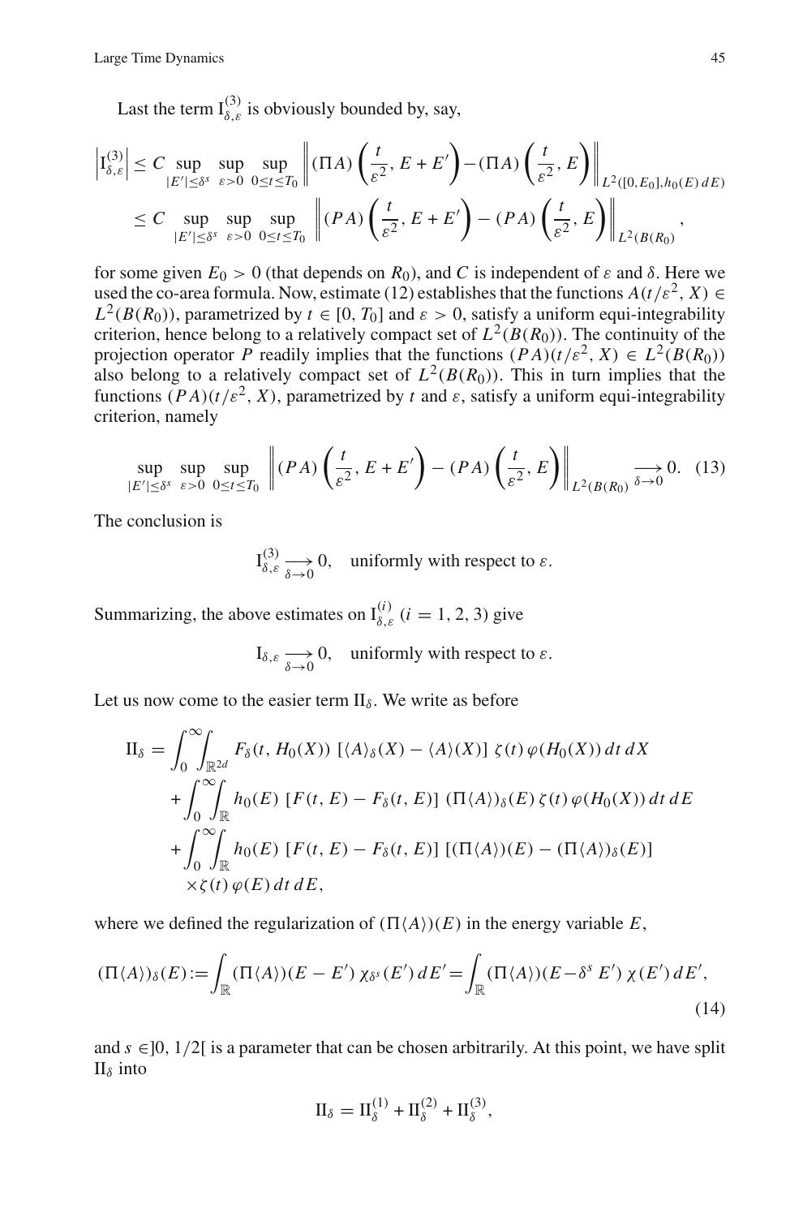Last the term $\mathrm{I}^{(3)}_{\delta,\varepsilon}$ is obviously bounded by, say,

$$
\begin{aligned}
\left|\mathrm{I}^{(3)}_{\delta,\varepsilon}\right| &\leq C \sup_{|E'|\leq \delta^s} \sup_{\varepsilon>0} \sup_{0\leq t\leq T_0} \left\| (\Pi A)\left(\frac{t}{\varepsilon^2}, E+E'\right) - (\Pi A)\left(\frac{t}{\varepsilon^2}, E\right) \right\|_{L^2([0,E_0],h_0(E)\,dE)} \\
&\leq C \sup_{|E'|\leq \delta^s} \sup_{\varepsilon>0} \sup_{0\leq t\leq T_0} \left\| (PA)\left(\frac{t}{\varepsilon^2}, E+E'\right) - (PA)\left(\frac{t}{\varepsilon^2}, E\right) \right\|_{L^2(B(R_0))},
\end{aligned}
$$

for some given $E_0 > 0$ (that depends on $R_0$), and $C$ is independent of $\varepsilon$ and $\delta$. Here we used the co-area formula. Now, estimate (12) establishes that the functions $A(t/\varepsilon^2, X) \in L^2(B(R_0))$, parametrized by $t \in [0, T_0]$ and $\varepsilon > 0$, satisfy a uniform equi-integrability criterion, hence belong to a relatively compact set of $L^2(B(R_0))$. The continuity of the projection operator $P$ readily implies that the functions $(PA)(t/\varepsilon^2, X) \in L^2(B(R_0))$ also belong to a relatively compact set of $L^2(B(R_0))$. This in turn implies that the functions $(PA)(t/\varepsilon^2, X)$, parametrized by $t$ and $\varepsilon$, satisfy a uniform equi-integrability criterion, namely

$$
\sup_{|E'|\leq \delta^s} \sup_{\varepsilon>0} \sup_{0\leq t\leq T_0} \left\| (PA)\left(\frac{t}{\varepsilon^2}, E+E'\right) - (PA)\left(\frac{t}{\varepsilon^2}, E\right) \right\|_{L^2(B(R_0))} \underset{\delta\to 0}{\longrightarrow} 0. \quad (13)
$$

The conclusion is

$$
\mathrm{I}^{(3)}_{\delta,\varepsilon} \underset{\delta\to 0}{\longrightarrow} 0, \quad \text{uniformly with respect to } \varepsilon.
$$

Summarizing, the above estimates on $\mathrm{I}^{(i)}_{\delta,\varepsilon}$ $(i = 1, 2, 3)$ give

$$
\mathrm{I}_{\delta,\varepsilon} \underset{\delta\to 0}{\longrightarrow} 0, \quad \text{uniformly with respect to } \varepsilon.
$$

Let us now come to the easier term $\mathrm{II}_\delta$. We write as before

$$
\begin{aligned}
\mathrm{II}_\delta &= \int_0^\infty\!\!\int_{\mathbb{R}^{2d}} F_\delta(t, H_0(X))\; [\langle A\rangle_\delta(X) - \langle A\rangle(X)]\; \zeta(t)\, \varphi(H_0(X))\, dt\, dX \\
&\quad + \int_0^\infty\!\!\int_{\mathbb{R}} h_0(E)\; [F(t,E) - F_\delta(t,E)]\; (\Pi\langle A\rangle)_\delta(E)\; \zeta(t)\, \varphi(H_0(X))\, dt\, dE \\
&\quad + \int_0^\infty\!\!\int_{\mathbb{R}} h_0(E)\; [F(t,E) - F_\delta(t,E)]\; [(\Pi\langle A\rangle)(E) - (\Pi\langle A\rangle)_\delta(E)] \\
&\qquad \times \zeta(t)\, \varphi(E)\, dt\, dE,
\end{aligned}
$$

where we defined the regularization of $(\Pi\langle A\rangle)(E)$ in the energy variable $E$,

$$
(\Pi\langle A\rangle)_\delta(E) := \int_{\mathbb{R}} (\Pi\langle A\rangle)(E - E')\; \chi_{\delta^s}(E')\, dE' = \int_{\mathbb{R}} (\Pi\langle A\rangle)(E - \delta^s E')\; \chi(E')\, dE', \tag{14}
$$

and $s \in ]0, 1/2[$ is a parameter that can be chosen arbitrarily. At this point, we have split $\mathrm{II}_\delta$ into

$$
\mathrm{II}_\delta = \mathrm{II}^{(1)}_\delta + \mathrm{II}^{(2)}_\delta + \mathrm{II}^{(3)}_\delta,
$$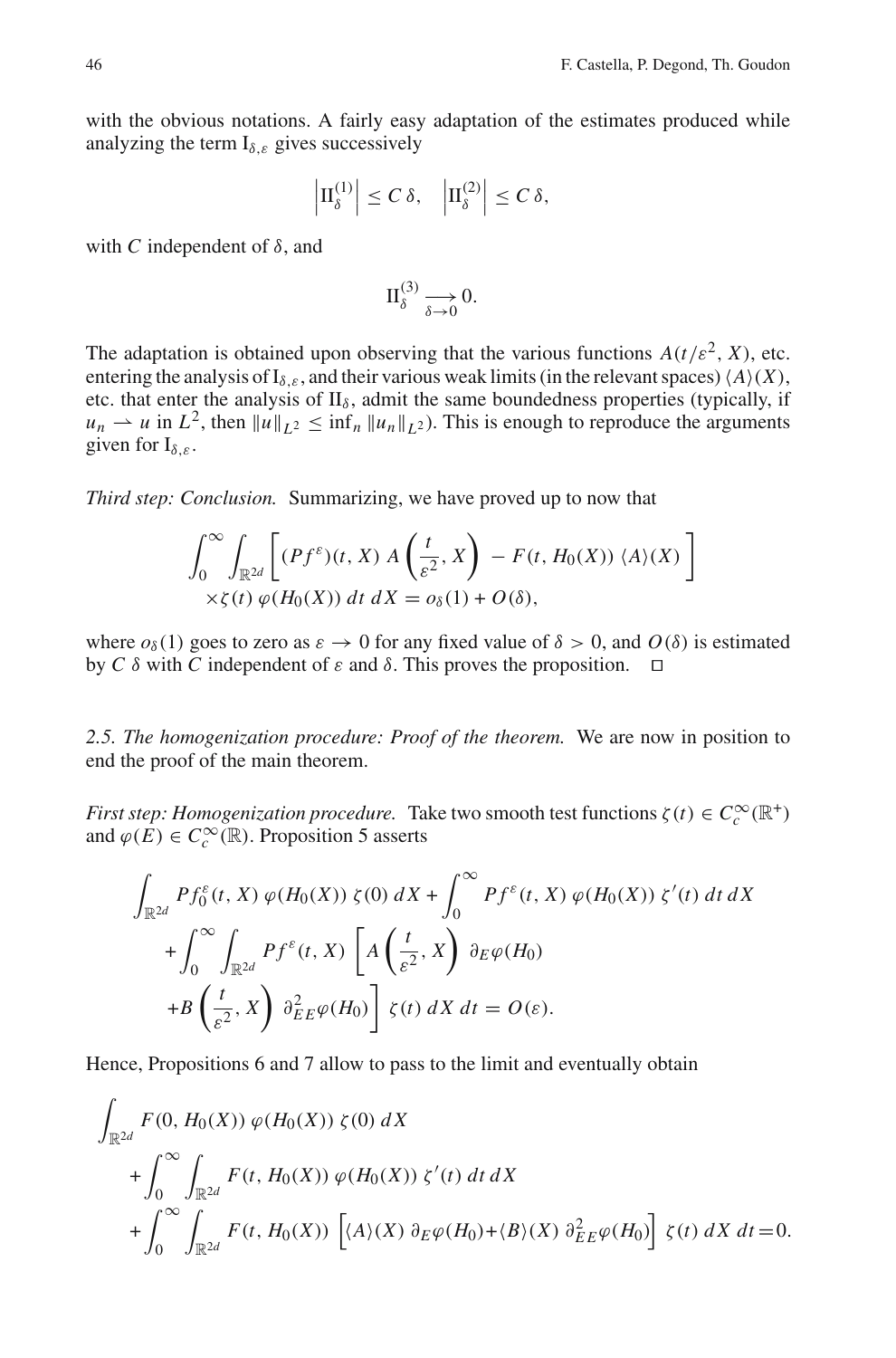with the obvious notations. A fairly easy adaptation of the estimates produced while analyzing the term $\mathrm{I}_{\delta,\varepsilon}$ gives successively

$$\left|\mathrm{II}_\delta^{(1)}\right| \leq C\,\delta, \quad \left|\mathrm{II}_\delta^{(2)}\right| \leq C\,\delta,$$

with $C$ independent of $\delta$, and

$$\mathrm{II}_\delta^{(3)} \underset{\delta\to 0}{\longrightarrow} 0.$$

The adaptation is obtained upon observing that the various functions $A(t/\varepsilon^2, X)$, etc. entering the analysis of $\mathrm{I}_{\delta,\varepsilon}$, and their various weak limits (in the relevant spaces) $\langle A\rangle(X)$, etc. that enter the analysis of $\mathrm{II}_\delta$, admit the same boundedness properties (typically, if $u_n \rightharpoonup u$ in $L^2$, then $\|u\|_{L^2} \leq \inf_n \|u_n\|_{L^2}$). This is enough to reproduce the arguments given for $\mathrm{I}_{\delta,\varepsilon}$.

*Third step: Conclusion.* Summarizing, we have proved up to now that

$$\int_0^\infty \int_{\mathbb{R}^{2d}} \left[ (Pf^\varepsilon)(t,X)\, A\left(\frac{t}{\varepsilon^2}, X\right) - F(t, H_0(X))\,\langle A\rangle(X) \right] \times \zeta(t)\,\varphi(H_0(X))\,dt\,dX = o_\delta(1) + O(\delta),$$

where $o_\delta(1)$ goes to zero as $\varepsilon \to 0$ for any fixed value of $\delta > 0$, and $O(\delta)$ is estimated by $C\,\delta$ with $C$ independent of $\varepsilon$ and $\delta$. This proves the proposition. □

*2.5. The homogenization procedure: Proof of the theorem.* We are now in position to end the proof of the main theorem.

*First step: Homogenization procedure.* Take two smooth test functions $\zeta(t) \in C_c^\infty(\mathbb{R}^+)$ and $\varphi(E) \in C_c^\infty(\mathbb{R})$. Proposition 5 asserts

$$\begin{aligned}
&\int_{\mathbb{R}^{2d}} Pf_0^\varepsilon(t,X)\,\varphi(H_0(X))\,\zeta(0)\,dX + \int_0^\infty Pf^\varepsilon(t,X)\,\varphi(H_0(X))\,\zeta'(t)\,dt\,dX \\
&\quad + \int_0^\infty \int_{\mathbb{R}^{2d}} Pf^\varepsilon(t,X) \left[ A\left(\frac{t}{\varepsilon^2}, X\right)\,\partial_E\varphi(H_0) \right. \\
&\quad \left. + B\left(\frac{t}{\varepsilon^2}, X\right)\,\partial^2_{EE}\varphi(H_0) \right] \zeta(t)\,dX\,dt = O(\varepsilon).
\end{aligned}$$

Hence, Propositions 6 and 7 allow to pass to the limit and eventually obtain

$$\begin{aligned}
&\int_{\mathbb{R}^{2d}} F(0, H_0(X))\,\varphi(H_0(X))\,\zeta(0)\,dX \\
&\quad + \int_0^\infty \int_{\mathbb{R}^{2d}} F(t, H_0(X))\,\varphi(H_0(X))\,\zeta'(t)\,dt\,dX \\
&\quad + \int_0^\infty \int_{\mathbb{R}^{2d}} F(t, H_0(X)) \left[ \langle A\rangle(X)\,\partial_E\varphi(H_0) + \langle B\rangle(X)\,\partial^2_{EE}\varphi(H_0) \right] \zeta(t)\,dX\,dt = 0.
\end{aligned}$$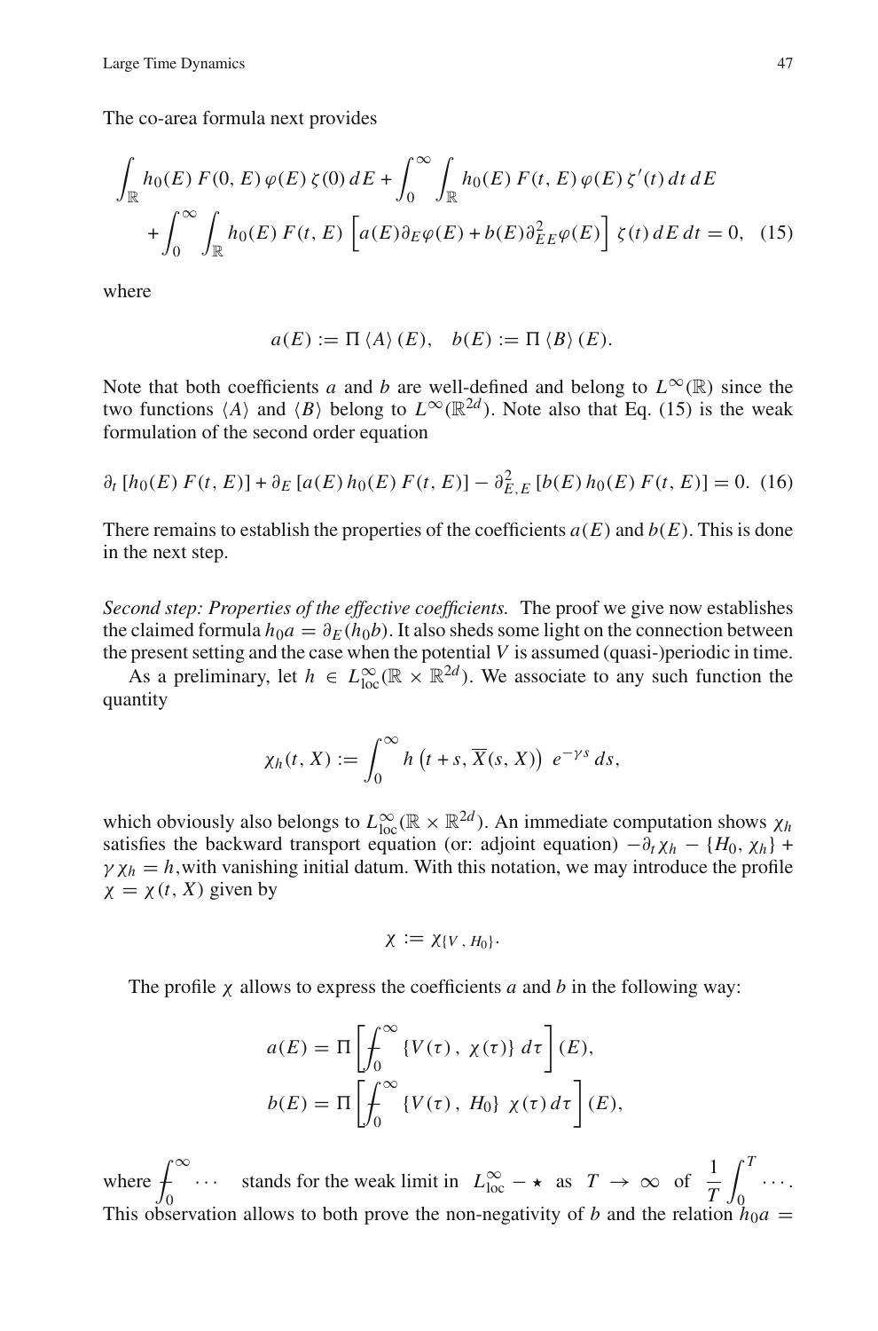The co-area formula next provides

$$\int_{\mathbb{R}} h_0(E)\, F(0,E)\, \varphi(E)\, \zeta(0)\, dE + \int_0^\infty \int_{\mathbb{R}} h_0(E)\, F(t,E)\, \varphi(E)\, \zeta'(t)\, dt\, dE$$
$$+ \int_0^\infty \int_{\mathbb{R}} h_0(E)\, F(t,E) \left[ a(E)\partial_E \varphi(E) + b(E)\partial^2_{EE}\varphi(E) \right] \zeta(t)\, dE\, dt = 0, \quad (15)$$

where

$$a(E) := \Pi \langle A \rangle (E), \quad b(E) := \Pi \langle B \rangle (E).$$

Note that both coefficients $a$ and $b$ are well-defined and belong to $L^\infty(\mathbb{R})$ since the two functions $\langle A \rangle$ and $\langle B \rangle$ belong to $L^\infty(\mathbb{R}^{2d})$. Note also that Eq. (15) is the weak formulation of the second order equation

$$\partial_t \left[ h_0(E)\, F(t,E) \right] + \partial_E \left[ a(E)\, h_0(E)\, F(t,E) \right] - \partial^2_{E,E} \left[ b(E)\, h_0(E)\, F(t,E) \right] = 0. \quad (16)$$

There remains to establish the properties of the coefficients $a(E)$ and $b(E)$. This is done in the next step.

*Second step: Properties of the effective coefficients.* The proof we give now establishes the claimed formula $h_0 a = \partial_E(h_0 b)$. It also sheds some light on the connection between the present setting and the case when the potential $V$ is assumed (quasi-)periodic in time.

As a preliminary, let $h \in L^\infty_{\mathrm{loc}}(\mathbb{R} \times \mathbb{R}^{2d})$. We associate to any such function the quantity

$$\chi_h(t,X) := \int_0^\infty h\left(t+s, \overline{X}(s,X)\right)\, e^{-\gamma s}\, ds,$$

which obviously also belongs to $L^\infty_{\mathrm{loc}}(\mathbb{R} \times \mathbb{R}^{2d})$. An immediate computation shows $\chi_h$ satisfies the backward transport equation (or: adjoint equation) $-\partial_t \chi_h - \{H_0, \chi_h\} + \gamma\, \chi_h = h$, with vanishing initial datum. With this notation, we may introduce the profile $\chi = \chi(t,X)$ given by

$$\chi := \chi_{\{V\,,\, H_0\}}.$$

The profile $\chi$ allows to express the coefficients $a$ and $b$ in the following way:

$$a(E) = \Pi \left[ \fint_0^\infty \{V(\tau)\,,\, \chi(\tau)\}\, d\tau \right](E),$$
$$b(E) = \Pi \left[ \fint_0^\infty \{V(\tau)\,,\, H_0\}\, \chi(\tau)\, d\tau \right](E),$$

where $\fint_0^\infty \cdots$ stands for the weak limit in $L^\infty_{\mathrm{loc}} - \star$ as $T \to \infty$ of $\dfrac{1}{T}\displaystyle\int_0^T \cdots$. This observation allows to both prove the non-negativity of $b$ and the relation $h_0 a =$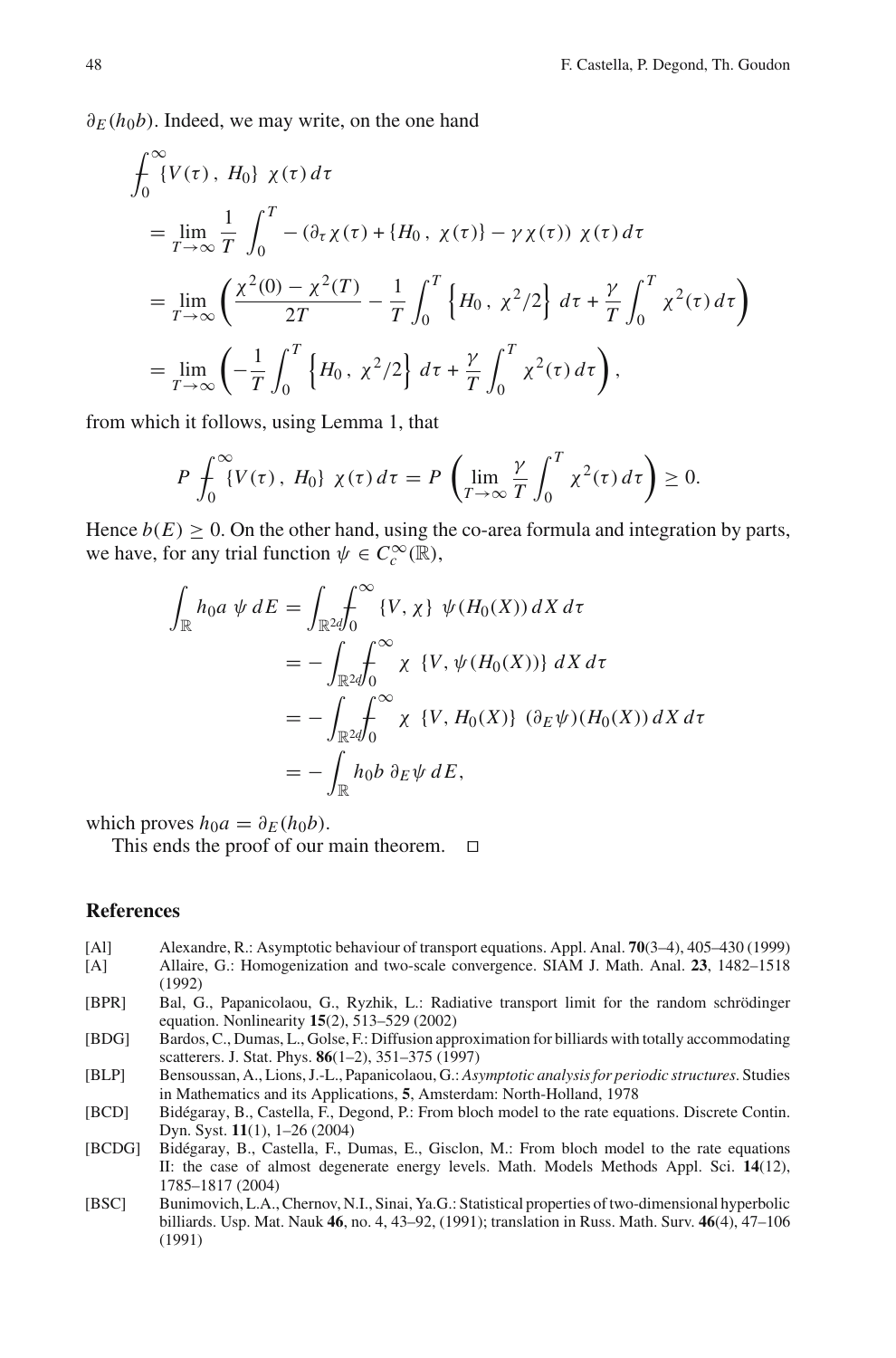$\partial_E(h_0 b)$. Indeed, we may write, on the one hand

$$
\begin{aligned}
&\fint_0^\infty \{V(\tau)\,,\, H_0\}\ \chi(\tau)\, d\tau \\
&= \lim_{T\to\infty} \frac{1}{T} \int_0^T -\left(\partial_\tau \chi(\tau) + \{H_0\,,\, \chi(\tau)\} - \gamma\, \chi(\tau)\right)\, \chi(\tau)\, d\tau \\
&= \lim_{T\to\infty} \left( \frac{\chi^2(0) - \chi^2(T)}{2T} - \frac{1}{T}\int_0^T \left\{ H_0\,,\, \chi^2/2 \right\}\, d\tau + \frac{\gamma}{T}\int_0^T \chi^2(\tau)\, d\tau \right) \\
&= \lim_{T\to\infty} \left( -\frac{1}{T}\int_0^T \left\{ H_0\,,\, \chi^2/2 \right\}\, d\tau + \frac{\gamma}{T}\int_0^T \chi^2(\tau)\, d\tau \right),
\end{aligned}
$$

from which it follows, using Lemma 1, that

$$
P \fint_0^\infty \{V(\tau)\,,\, H_0\}\ \chi(\tau)\, d\tau = P\left( \lim_{T\to\infty} \frac{\gamma}{T}\int_0^T \chi^2(\tau)\, d\tau \right) \geq 0.
$$

Hence $b(E) \geq 0$. On the other hand, using the co-area formula and integration by parts, we have, for any trial function $\psi \in C_c^\infty(\mathbb{R})$,

$$
\begin{aligned}
\int_{\mathbb{R}} h_0 a\ \psi\, dE &= \int_{\mathbb{R}^{2d}} \fint_0^\infty \{V, \chi\}\ \psi(H_0(X))\, dX\, d\tau \\
&= -\int_{\mathbb{R}^{2d}} \fint_0^\infty \chi\ \{V, \psi(H_0(X))\}\, dX\, d\tau \\
&= -\int_{\mathbb{R}^{2d}} \fint_0^\infty \chi\ \{V, H_0(X)\}\ (\partial_E \psi)(H_0(X))\, dX\, d\tau \\
&= -\int_{\mathbb{R}} h_0 b\ \partial_E \psi\, dE,
\end{aligned}
$$

which proves $h_0 a = \partial_E(h_0 b)$.

This ends the proof of our main theorem. $\square$

## References

- [Al] Alexandre, R.: Asymptotic behaviour of transport equations. Appl. Anal. **70**(3–4), 405–430 (1999)
- [A] Allaire, G.: Homogenization and two-scale convergence. SIAM J. Math. Anal. **23**, 1482–1518 (1992)
- [BPR] Bal, G., Papanicolaou, G., Ryzhik, L.: Radiative transport limit for the random schrödinger equation. Nonlinearity **15**(2), 513–529 (2002)
- [BDG] Bardos, C., Dumas, L., Golse, F.: Diffusion approximation for billiards with totally accommodating scatterers. J. Stat. Phys. **86**(1–2), 351–375 (1997)
- [BLP] Bensoussan, A., Lions, J.-L., Papanicolaou, G.: *Asymptotic analysis for periodic structures*. Studies in Mathematics and its Applications, **5**, Amsterdam: North-Holland, 1978
- [BCD] Bidégaray, B., Castella, F., Degond, P.: From bloch model to the rate equations. Discrete Contin. Dyn. Syst. **11**(1), 1–26 (2004)
- [BCDG] Bidégaray, B., Castella, F., Dumas, E., Gisclon, M.: From bloch model to the rate equations II: the case of almost degenerate energy levels. Math. Models Methods Appl. Sci. **14**(12), 1785–1817 (2004)
- [BSC] Bunimovich, L.A., Chernov, N.I., Sinai, Ya.G.: Statistical properties of two-dimensional hyperbolic billiards. Usp. Mat. Nauk **46**, no. 4, 43–92, (1991); translation in Russ. Math. Surv. **46**(4), 47–106 (1991)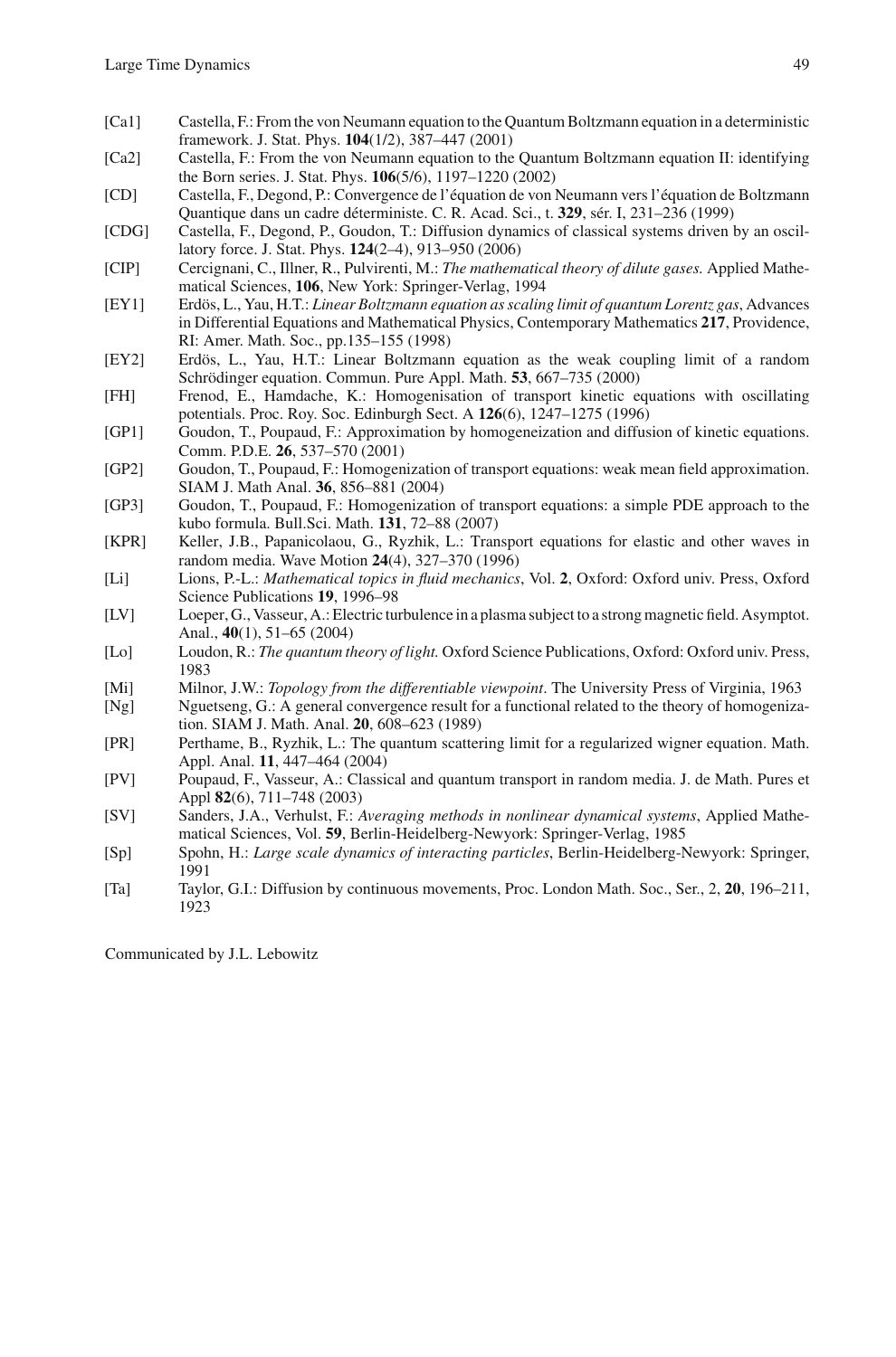[Ca1] Castella, F.: From the von Neumann equation to the Quantum Boltzmann equation in a deterministic framework. J. Stat. Phys. **104**(1/2), 387–447 (2001)

[Ca2] Castella, F.: From the von Neumann equation to the Quantum Boltzmann equation II: identifying the Born series. J. Stat. Phys. **106**(5/6), 1197–1220 (2002)

[CD] Castella, F., Degond, P.: Convergence de l'équation de von Neumann vers l'équation de Boltzmann Quantique dans un cadre déterministe. C. R. Acad. Sci., t. **329**, sér. I, 231–236 (1999)

[CDG] Castella, F., Degond, P., Goudon, T.: Diffusion dynamics of classical systems driven by an oscillatory force. J. Stat. Phys. **124**(2–4), 913–950 (2006)

[CIP] Cercignani, C., Illner, R., Pulvirenti, M.: *The mathematical theory of dilute gases.* Applied Mathematical Sciences, **106**, New York: Springer-Verlag, 1994

[EY1] Erdös, L., Yau, H.T.: *Linear Boltzmann equation as scaling limit of quantum Lorentz gas*, Advances in Differential Equations and Mathematical Physics, Contemporary Mathematics **217**, Providence, RI: Amer. Math. Soc., pp.135–155 (1998)

[EY2] Erdös, L., Yau, H.T.: Linear Boltzmann equation as the weak coupling limit of a random Schrödinger equation. Commun. Pure Appl. Math. **53**, 667–735 (2000)

[FH] Frenod, E., Hamdache, K.: Homogenisation of transport kinetic equations with oscillating potentials. Proc. Roy. Soc. Edinburgh Sect. A **126**(6), 1247–1275 (1996)

[GP1] Goudon, T., Poupaud, F.: Approximation by homogeneization and diffusion of kinetic equations. Comm. P.D.E. **26**, 537–570 (2001)

[GP2] Goudon, T., Poupaud, F.: Homogenization of transport equations: weak mean field approximation. SIAM J. Math Anal. **36**, 856–881 (2004)

[GP3] Goudon, T., Poupaud, F.: Homogenization of transport equations: a simple PDE approach to the kubo formula. Bull.Sci. Math. **131**, 72–88 (2007)

[KPR] Keller, J.B., Papanicolaou, G., Ryzhik, L.: Transport equations for elastic and other waves in random media. Wave Motion **24**(4), 327–370 (1996)

[Li] Lions, P.-L.: *Mathematical topics in fluid mechanics*, Vol. **2**, Oxford: Oxford univ. Press, Oxford Science Publications **19**, 1996–98

[LV] Loeper, G., Vasseur, A.: Electric turbulence in a plasma subject to a strong magnetic field. Asymptot. Anal., **40**(1), 51–65 (2004)

[Lo] Loudon, R.: *The quantum theory of light.* Oxford Science Publications, Oxford: Oxford univ. Press, 1983

[Mi] Milnor, J.W.: *Topology from the differentiable viewpoint*. The University Press of Virginia, 1963

[Ng] Nguetseng, G.: A general convergence result for a functional related to the theory of homogenization. SIAM J. Math. Anal. **20**, 608–623 (1989)

[PR] Perthame, B., Ryzhik, L.: The quantum scattering limit for a regularized wigner equation. Math. Appl. Anal. **11**, 447–464 (2004)

[PV] Poupaud, F., Vasseur, A.: Classical and quantum transport in random media. J. de Math. Pures et Appl **82**(6), 711–748 (2003)

[SV] Sanders, J.A., Verhulst, F.: *Averaging methods in nonlinear dynamical systems*, Applied Mathematical Sciences, Vol. **59**, Berlin-Heidelberg-Newyork: Springer-Verlag, 1985

[Sp] Spohn, H.: *Large scale dynamics of interacting particles*, Berlin-Heidelberg-Newyork: Springer, 1991

[Ta] Taylor, G.I.: Diffusion by continuous movements, Proc. London Math. Soc., Ser., 2, **20**, 196–211, 1923

Communicated by J.L. Lebowitz